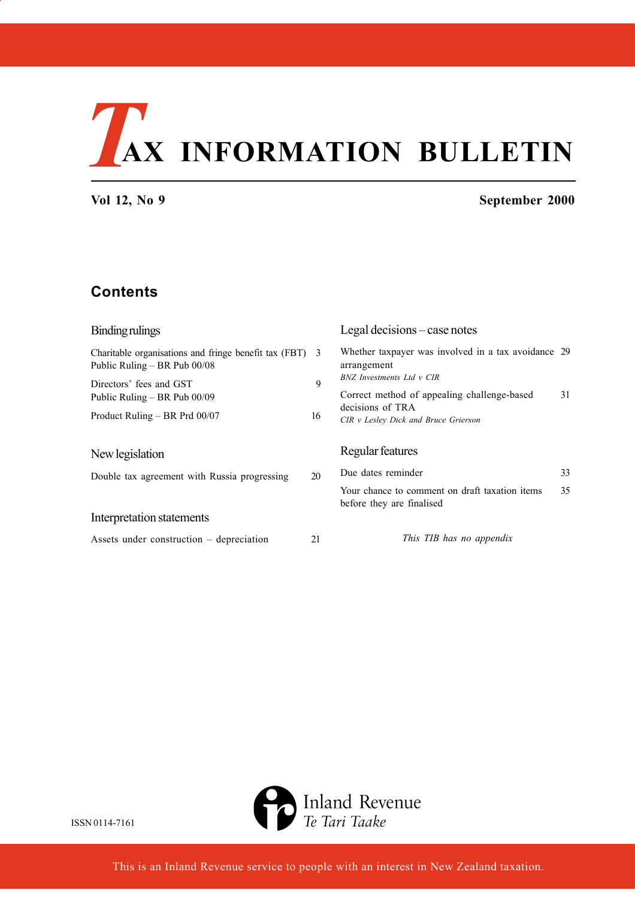# TAX INFORMATION BULLETIN

**Vol 12, No 9** **September 2000**

## Contents

### Binding rulings

| | |
|---|---|
| Charitable organisations and fringe benefit tax (FBT) Public Ruling – BR Pub 00/08 | 3 |
| Directors' fees and GST Public Ruling – BR Pub 00/09 | 9 |
| Product Ruling – BR Prd 00/07 | 16 |

### New legislation

| | |
|---|---|
| Double tax agreement with Russia progressing | 20 |

### Interpretation statements

| | |
|---|---|
| Assets under construction – depreciation | 21 |

### Legal decisions – case notes

| | |
|---|---|
| Whether taxpayer was involved in a tax avoidance arrangement *BNZ Investments Ltd v CIR* | 29 |
| Correct method of appealing challenge-based decisions of TRA *CIR v Lesley Dick and Bruce Grierson* | 31 |

### Regular features

| | |
|---|---|
| Due dates reminder | 33 |
| Your chance to comment on draft taxation items before they are finalised | 35 |

*This TIB has no appendix*

ISSN 0114-7161

Inland Revenue
*Te Tari Taake*

This is an Inland Revenue service to people with an interest in New Zealand taxation.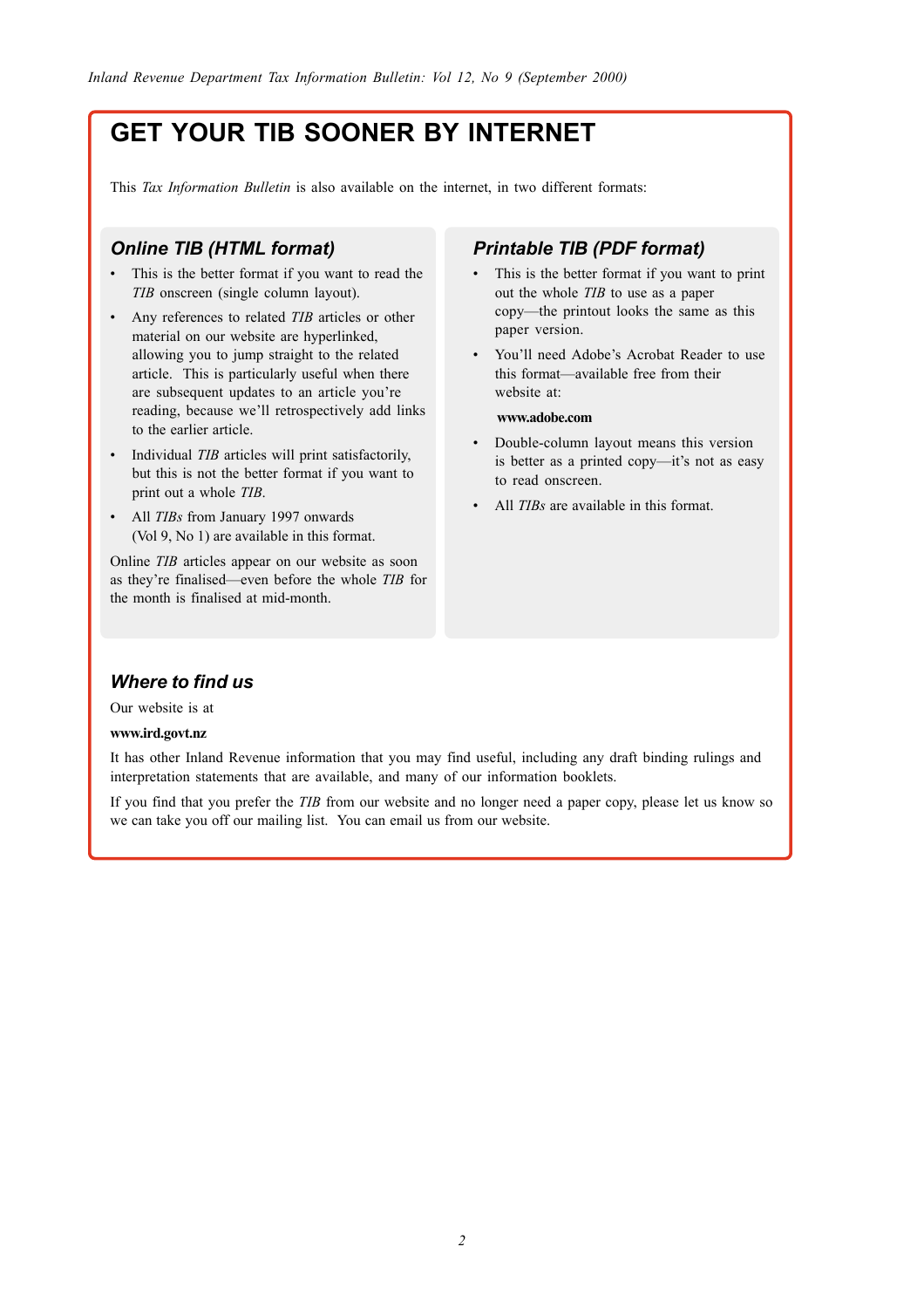# GET YOUR TIB SOONER BY INTERNET

This *Tax Information Bulletin* is also available on the internet, in two different formats:

## *Online TIB (HTML format)*

- This is the better format if you want to read the *TIB* onscreen (single column layout).
- Any references to related *TIB* articles or other material on our website are hyperlinked, allowing you to jump straight to the related article. This is particularly useful when there are subsequent updates to an article you're reading, because we'll retrospectively add links to the earlier article.
- Individual *TIB* articles will print satisfactorily, but this is not the better format if you want to print out a whole *TIB*.
- All *TIBs* from January 1997 onwards (Vol 9, No 1) are available in this format.

Online *TIB* articles appear on our website as soon as they're finalised—even before the whole *TIB* for the month is finalised at mid-month.

## *Printable TIB (PDF format)*

- This is the better format if you want to print out the whole *TIB* to use as a paper copy—the printout looks the same as this paper version.
- You'll need Adobe's Acrobat Reader to use this format—available free from their website at:

  **www.adobe.com**

- Double-column layout means this version is better as a printed copy—it's not as easy to read onscreen.
- All *TIBs* are available in this format.

## *Where to find us*

Our website is at

**www.ird.govt.nz**

It has other Inland Revenue information that you may find useful, including any draft binding rulings and interpretation statements that are available, and many of our information booklets.

If you find that you prefer the *TIB* from our website and no longer need a paper copy, please let us know so we can take you off our mailing list. You can email us from our website.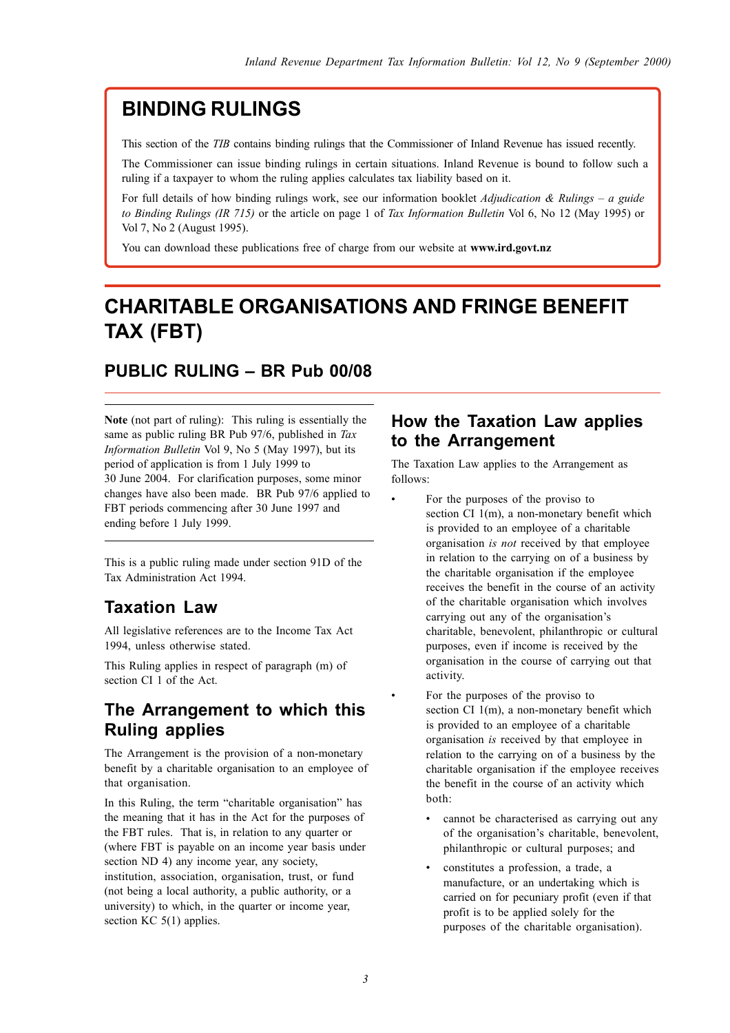# BINDING RULINGS

This section of the *TIB* contains binding rulings that the Commissioner of Inland Revenue has issued recently.

The Commissioner can issue binding rulings in certain situations. Inland Revenue is bound to follow such a ruling if a taxpayer to whom the ruling applies calculates tax liability based on it.

For full details of how binding rulings work, see our information booklet *Adjudication & Rulings – a guide to Binding Rulings (IR 715)* or the article on page 1 of *Tax Information Bulletin* Vol 6, No 12 (May 1995) or Vol 7, No 2 (August 1995).

You can download these publications free of charge from our website at **www.ird.govt.nz**

# CHARITABLE ORGANISATIONS AND FRINGE BENEFIT TAX (FBT)

## PUBLIC RULING – BR Pub 00/08

**Note** (not part of ruling): This ruling is essentially the same as public ruling BR Pub 97/6, published in *Tax Information Bulletin* Vol 9, No 5 (May 1997), but its period of application is from 1 July 1999 to 30 June 2004. For clarification purposes, some minor changes have also been made. BR Pub 97/6 applied to FBT periods commencing after 30 June 1997 and ending before 1 July 1999.

This is a public ruling made under section 91D of the Tax Administration Act 1994.

### Taxation Law

All legislative references are to the Income Tax Act 1994, unless otherwise stated.

This Ruling applies in respect of paragraph (m) of section CI 1 of the Act.

### The Arrangement to which this Ruling applies

The Arrangement is the provision of a non-monetary benefit by a charitable organisation to an employee of that organisation.

In this Ruling, the term "charitable organisation" has the meaning that it has in the Act for the purposes of the FBT rules. That is, in relation to any quarter or (where FBT is payable on an income year basis under section ND 4) any income year, any society, institution, association, organisation, trust, or fund (not being a local authority, a public authority, or a university) to which, in the quarter or income year, section KC 5(1) applies.

### How the Taxation Law applies to the Arrangement

The Taxation Law applies to the Arrangement as follows:

- For the purposes of the proviso to section CI 1(m), a non-monetary benefit which is provided to an employee of a charitable organisation *is not* received by that employee in relation to the carrying on of a business by the charitable organisation if the employee receives the benefit in the course of an activity of the charitable organisation which involves carrying out any of the organisation's charitable, benevolent, philanthropic or cultural purposes, even if income is received by the organisation in the course of carrying out that activity.
- For the purposes of the proviso to section CI 1(m), a non-monetary benefit which is provided to an employee of a charitable organisation *is* received by that employee in relation to the carrying on of a business by the charitable organisation if the employee receives the benefit in the course of an activity which both:
  - cannot be characterised as carrying out any of the organisation's charitable, benevolent, philanthropic or cultural purposes; and
  - constitutes a profession, a trade, a manufacture, or an undertaking which is carried on for pecuniary profit (even if that profit is to be applied solely for the purposes of the charitable organisation).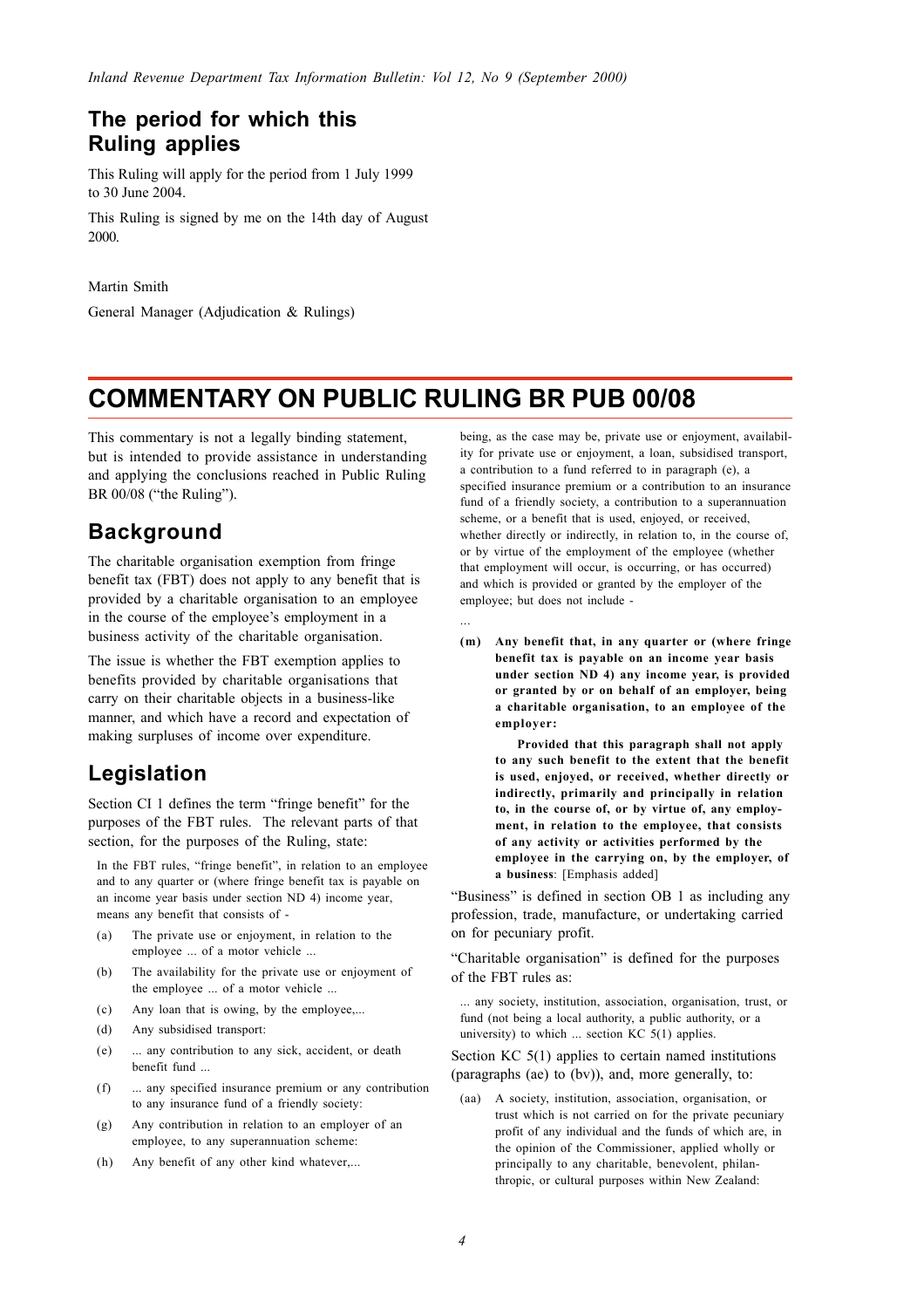## The period for which this Ruling applies

This Ruling will apply for the period from 1 July 1999 to 30 June 2004.

This Ruling is signed by me on the 14th day of August 2000.

Martin Smith

General Manager (Adjudication & Rulings)

# COMMENTARY ON PUBLIC RULING BR PUB 00/08

This commentary is not a legally binding statement, but is intended to provide assistance in understanding and applying the conclusions reached in Public Ruling BR 00/08 ("the Ruling").

## Background

The charitable organisation exemption from fringe benefit tax (FBT) does not apply to any benefit that is provided by a charitable organisation to an employee in the course of the employee's employment in a business activity of the charitable organisation.

The issue is whether the FBT exemption applies to benefits provided by charitable organisations that carry on their charitable objects in a business-like manner, and which have a record and expectation of making surpluses of income over expenditure.

## Legislation

Section CI 1 defines the term "fringe benefit" for the purposes of the FBT rules. The relevant parts of that section, for the purposes of the Ruling, state:

> In the FBT rules, "fringe benefit", in relation to an employee and to any quarter or (where fringe benefit tax is payable on an income year basis under section ND 4) income year, means any benefit that consists of -
>
> (a) The private use or enjoyment, in relation to the employee ... of a motor vehicle ...
>
> (b) The availability for the private use or enjoyment of the employee ... of a motor vehicle ...
>
> (c) Any loan that is owing, by the employee,...
>
> (d) Any subsidised transport:
>
> (e) ... any contribution to any sick, accident, or death benefit fund ...
>
> (f) ... any specified insurance premium or any contribution to any insurance fund of a friendly society:
>
> (g) Any contribution in relation to an employer of an employee, to any superannuation scheme:
>
> (h) Any benefit of any other kind whatever,...
>
> being, as the case may be, private use or enjoyment, availability for private use or enjoyment, a loan, subsidised transport, a contribution to a fund referred to in paragraph (e), a specified insurance premium or a contribution to an insurance fund of a friendly society, a contribution to a superannuation scheme, or a benefit that is used, enjoyed, or received, whether directly or indirectly, in relation to, in the course of, or by virtue of the employment of the employee (whether that employment will occur, is occurring, or has occurred) and which is provided or granted by the employer of the employee; but does not include -
>
> ...
>
> **(m) Any benefit that, in any quarter or (where fringe benefit tax is payable on an income year basis under section ND 4) any income year, is provided or granted by or on behalf of an employer, being a charitable organisation, to an employee of the employer:**
>
> **Provided that this paragraph shall not apply to any such benefit to the extent that the benefit is used, enjoyed, or received, whether directly or indirectly, primarily and principally in relation to, in the course of, or by virtue of, any employment, in relation to the employee, that consists of any activity or activities performed by the employee in the carrying on, by the employer, of a business**: [Emphasis added]

"Business" is defined in section OB 1 as including any profession, trade, manufacture, or undertaking carried on for pecuniary profit.

"Charitable organisation" is defined for the purposes of the FBT rules as:

> ... any society, institution, association, organisation, trust, or fund (not being a local authority, a public authority, or a university) to which ... section KC 5(1) applies.

Section KC 5(1) applies to certain named institutions (paragraphs (ae) to (bv)), and, more generally, to:

> (aa) A society, institution, association, organisation, or trust which is not carried on for the private pecuniary profit of any individual and the funds of which are, in the opinion of the Commissioner, applied wholly or principally to any charitable, benevolent, philanthropic, or cultural purposes within New Zealand: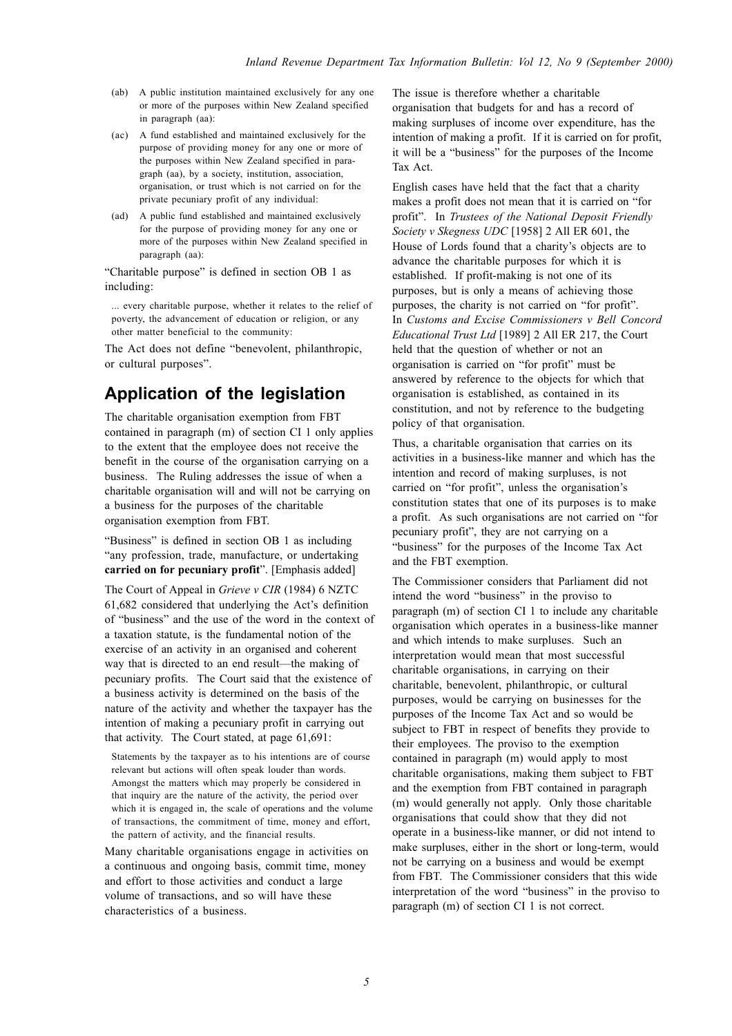(ab) A public institution maintained exclusively for any one or more of the purposes within New Zealand specified in paragraph (aa):

(ac) A fund established and maintained exclusively for the purpose of providing money for any one or more of the purposes within New Zealand specified in paragraph (aa), by a society, institution, association, organisation, or trust which is not carried on for the private pecuniary profit of any individual:

(ad) A public fund established and maintained exclusively for the purpose of providing money for any one or more of the purposes within New Zealand specified in paragraph (aa):

"Charitable purpose" is defined in section OB 1 as including:

> ... every charitable purpose, whether it relates to the relief of poverty, the advancement of education or religion, or any other matter beneficial to the community:

The Act does not define "benevolent, philanthropic, or cultural purposes".

## Application of the legislation

The charitable organisation exemption from FBT contained in paragraph (m) of section CI 1 only applies to the extent that the employee does not receive the benefit in the course of the organisation carrying on a business. The Ruling addresses the issue of when a charitable organisation will and will not be carrying on a business for the purposes of the charitable organisation exemption from FBT.

"Business" is defined in section OB 1 as including "any profession, trade, manufacture, or undertaking **carried on for pecuniary profit**". [Emphasis added]

The Court of Appeal in *Grieve v CIR* (1984) 6 NZTC 61,682 considered that underlying the Act's definition of "business" and the use of the word in the context of a taxation statute, is the fundamental notion of the exercise of an activity in an organised and coherent way that is directed to an end result—the making of pecuniary profits. The Court said that the existence of a business activity is determined on the basis of the nature of the activity and whether the taxpayer has the intention of making a pecuniary profit in carrying out that activity. The Court stated, at page 61,691:

> Statements by the taxpayer as to his intentions are of course relevant but actions will often speak louder than words. Amongst the matters which may properly be considered in that inquiry are the nature of the activity, the period over which it is engaged in, the scale of operations and the volume of transactions, the commitment of time, money and effort, the pattern of activity, and the financial results.

Many charitable organisations engage in activities on a continuous and ongoing basis, commit time, money and effort to those activities and conduct a large volume of transactions, and so will have these characteristics of a business.

The issue is therefore whether a charitable organisation that budgets for and has a record of making surpluses of income over expenditure, has the intention of making a profit. If it is carried on for profit, it will be a "business" for the purposes of the Income Tax Act.

English cases have held that the fact that a charity makes a profit does not mean that it is carried on "for profit". In *Trustees of the National Deposit Friendly Society v Skegness UDC* [1958] 2 All ER 601, the House of Lords found that a charity's objects are to advance the charitable purposes for which it is established. If profit-making is not one of its purposes, but is only a means of achieving those purposes, the charity is not carried on "for profit". In *Customs and Excise Commissioners v Bell Concord Educational Trust Ltd* [1989] 2 All ER 217, the Court held that the question of whether or not an organisation is carried on "for profit" must be answered by reference to the objects for which that organisation is established, as contained in its constitution, and not by reference to the budgeting policy of that organisation.

Thus, a charitable organisation that carries on its activities in a business-like manner and which has the intention and record of making surpluses, is not carried on "for profit", unless the organisation's constitution states that one of its purposes is to make a profit. As such organisations are not carried on "for pecuniary profit", they are not carrying on a "business" for the purposes of the Income Tax Act and the FBT exemption.

The Commissioner considers that Parliament did not intend the word "business" in the proviso to paragraph (m) of section CI 1 to include any charitable organisation which operates in a business-like manner and which intends to make surpluses. Such an interpretation would mean that most successful charitable organisations, in carrying on their charitable, benevolent, philanthropic, or cultural purposes, would be carrying on businesses for the purposes of the Income Tax Act and so would be subject to FBT in respect of benefits they provide to their employees. The proviso to the exemption contained in paragraph (m) would apply to most charitable organisations, making them subject to FBT and the exemption from FBT contained in paragraph (m) would generally not apply. Only those charitable organisations that could show that they did not operate in a business-like manner, or did not intend to make surpluses, either in the short or long-term, would not be carrying on a business and would be exempt from FBT. The Commissioner considers that this wide interpretation of the word "business" in the proviso to paragraph (m) of section CI 1 is not correct.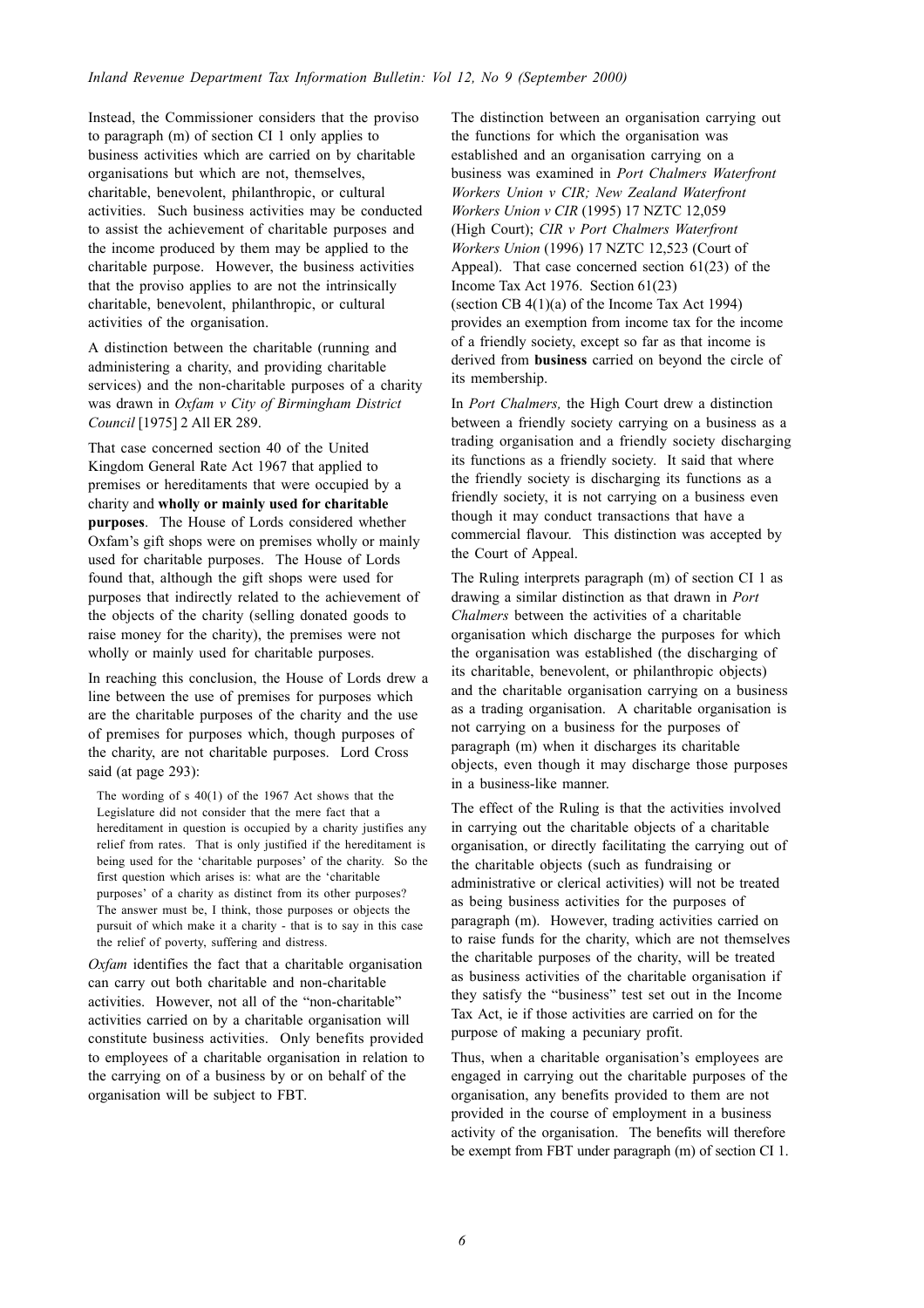Instead, the Commissioner considers that the proviso to paragraph (m) of section CI 1 only applies to business activities which are carried on by charitable organisations but which are not, themselves, charitable, benevolent, philanthropic, or cultural activities. Such business activities may be conducted to assist the achievement of charitable purposes and the income produced by them may be applied to the charitable purpose. However, the business activities that the proviso applies to are not the intrinsically charitable, benevolent, philanthropic, or cultural activities of the organisation.

A distinction between the charitable (running and administering a charity, and providing charitable services) and the non-charitable purposes of a charity was drawn in *Oxfam v City of Birmingham District Council* [1975] 2 All ER 289.

That case concerned section 40 of the United Kingdom General Rate Act 1967 that applied to premises or hereditaments that were occupied by a charity and **wholly or mainly used for charitable purposes**. The House of Lords considered whether Oxfam's gift shops were on premises wholly or mainly used for charitable purposes. The House of Lords found that, although the gift shops were used for purposes that indirectly related to the achievement of the objects of the charity (selling donated goods to raise money for the charity), the premises were not wholly or mainly used for charitable purposes.

In reaching this conclusion, the House of Lords drew a line between the use of premises for purposes which are the charitable purposes of the charity and the use of premises for purposes which, though purposes of the charity, are not charitable purposes. Lord Cross said (at page 293):

> The wording of s 40(1) of the 1967 Act shows that the Legislature did not consider that the mere fact that a hereditament in question is occupied by a charity justifies any relief from rates. That is only justified if the hereditament is being used for the 'charitable purposes' of the charity. So the first question which arises is: what are the 'charitable purposes' of a charity as distinct from its other purposes? The answer must be, I think, those purposes or objects the pursuit of which make it a charity - that is to say in this case the relief of poverty, suffering and distress.

*Oxfam* identifies the fact that a charitable organisation can carry out both charitable and non-charitable activities. However, not all of the "non-charitable" activities carried on by a charitable organisation will constitute business activities. Only benefits provided to employees of a charitable organisation in relation to the carrying on of a business by or on behalf of the organisation will be subject to FBT.

The distinction between an organisation carrying out the functions for which the organisation was established and an organisation carrying on a business was examined in *Port Chalmers Waterfront Workers Union v CIR; New Zealand Waterfront Workers Union v CIR* (1995) 17 NZTC 12,059 (High Court); *CIR v Port Chalmers Waterfront Workers Union* (1996) 17 NZTC 12,523 (Court of Appeal). That case concerned section 61(23) of the Income Tax Act 1976. Section 61(23) (section CB 4(1)(a) of the Income Tax Act 1994) provides an exemption from income tax for the income of a friendly society, except so far as that income is derived from **business** carried on beyond the circle of its membership.

In *Port Chalmers,* the High Court drew a distinction between a friendly society carrying on a business as a trading organisation and a friendly society discharging its functions as a friendly society. It said that where the friendly society is discharging its functions as a friendly society, it is not carrying on a business even though it may conduct transactions that have a commercial flavour. This distinction was accepted by the Court of Appeal.

The Ruling interprets paragraph (m) of section CI 1 as drawing a similar distinction as that drawn in *Port Chalmers* between the activities of a charitable organisation which discharge the purposes for which the organisation was established (the discharging of its charitable, benevolent, or philanthropic objects) and the charitable organisation carrying on a business as a trading organisation. A charitable organisation is not carrying on a business for the purposes of paragraph (m) when it discharges its charitable objects, even though it may discharge those purposes in a business-like manner.

The effect of the Ruling is that the activities involved in carrying out the charitable objects of a charitable organisation, or directly facilitating the carrying out of the charitable objects (such as fundraising or administrative or clerical activities) will not be treated as being business activities for the purposes of paragraph (m). However, trading activities carried on to raise funds for the charity, which are not themselves the charitable purposes of the charity, will be treated as business activities of the charitable organisation if they satisfy the "business" test set out in the Income Tax Act, ie if those activities are carried on for the purpose of making a pecuniary profit.

Thus, when a charitable organisation's employees are engaged in carrying out the charitable purposes of the organisation, any benefits provided to them are not provided in the course of employment in a business activity of the organisation. The benefits will therefore be exempt from FBT under paragraph (m) of section CI 1.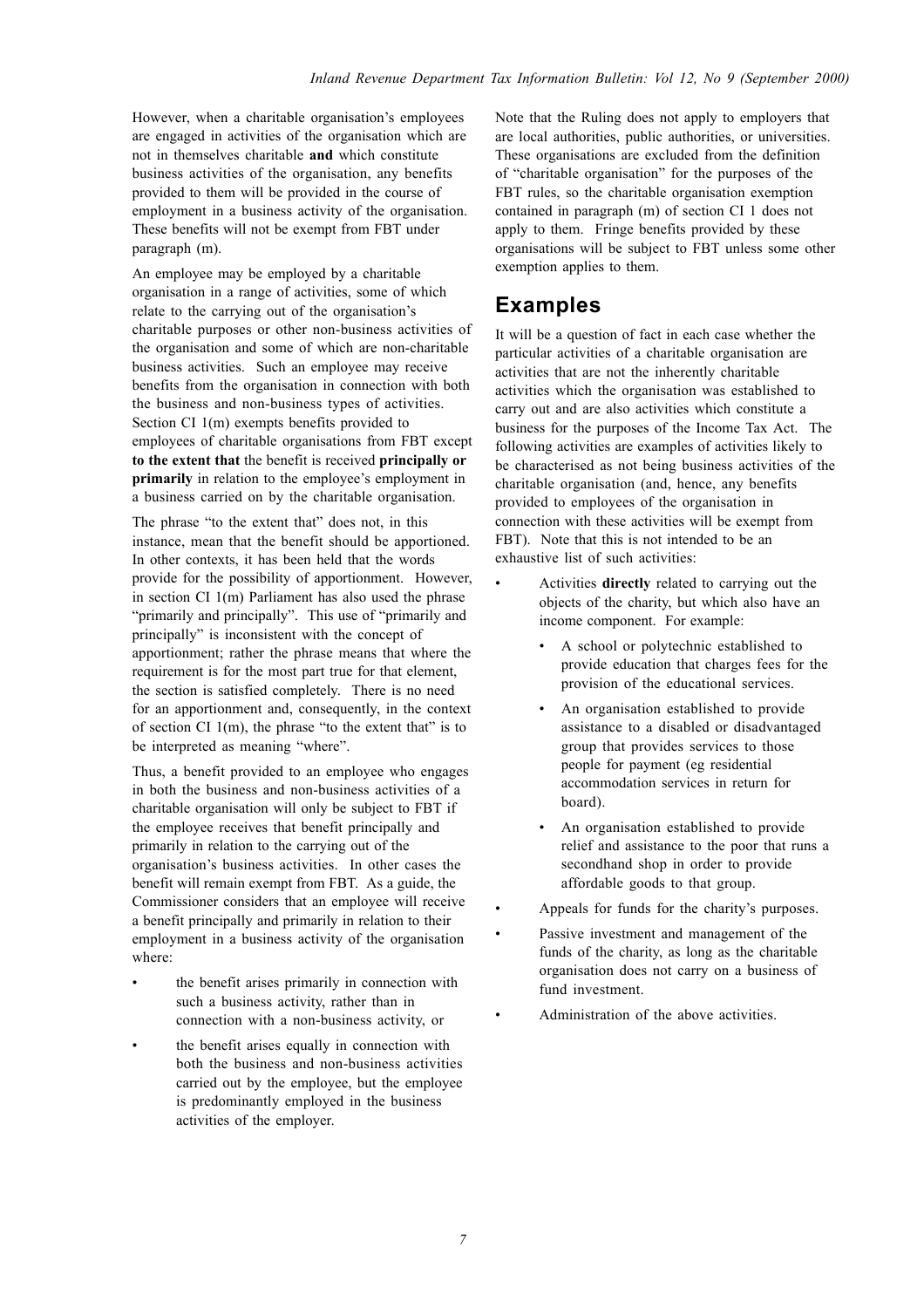However, when a charitable organisation's employees are engaged in activities of the organisation which are not in themselves charitable **and** which constitute business activities of the organisation, any benefits provided to them will be provided in the course of employment in a business activity of the organisation. These benefits will not be exempt from FBT under paragraph (m).

An employee may be employed by a charitable organisation in a range of activities, some of which relate to the carrying out of the organisation's charitable purposes or other non-business activities of the organisation and some of which are non-charitable business activities. Such an employee may receive benefits from the organisation in connection with both the business and non-business types of activities. Section CI 1(m) exempts benefits provided to employees of charitable organisations from FBT except **to the extent that** the benefit is received **principally or primarily** in relation to the employee's employment in a business carried on by the charitable organisation.

The phrase "to the extent that" does not, in this instance, mean that the benefit should be apportioned. In other contexts, it has been held that the words provide for the possibility of apportionment. However, in section CI 1(m) Parliament has also used the phrase "primarily and principally". This use of "primarily and principally" is inconsistent with the concept of apportionment; rather the phrase means that where the requirement is for the most part true for that element, the section is satisfied completely. There is no need for an apportionment and, consequently, in the context of section CI 1(m), the phrase "to the extent that" is to be interpreted as meaning "where".

Thus, a benefit provided to an employee who engages in both the business and non-business activities of a charitable organisation will only be subject to FBT if the employee receives that benefit principally and primarily in relation to the carrying out of the organisation's business activities. In other cases the benefit will remain exempt from FBT. As a guide, the Commissioner considers that an employee will receive a benefit principally and primarily in relation to their employment in a business activity of the organisation where:

- the benefit arises primarily in connection with such a business activity, rather than in connection with a non-business activity, or
- the benefit arises equally in connection with both the business and non-business activities carried out by the employee, but the employee is predominantly employed in the business activities of the employer.

Note that the Ruling does not apply to employers that are local authorities, public authorities, or universities. These organisations are excluded from the definition of "charitable organisation" for the purposes of the FBT rules, so the charitable organisation exemption contained in paragraph (m) of section CI 1 does not apply to them. Fringe benefits provided by these organisations will be subject to FBT unless some other exemption applies to them.

## Examples

It will be a question of fact in each case whether the particular activities of a charitable organisation are activities that are not the inherently charitable activities which the organisation was established to carry out and are also activities which constitute a business for the purposes of the Income Tax Act. The following activities are examples of activities likely to be characterised as not being business activities of the charitable organisation (and, hence, any benefits provided to employees of the organisation in connection with these activities will be exempt from FBT). Note that this is not intended to be an exhaustive list of such activities:

- Activities **directly** related to carrying out the objects of the charity, but which also have an income component. For example:
  - A school or polytechnic established to provide education that charges fees for the provision of the educational services.
  - An organisation established to provide assistance to a disabled or disadvantaged group that provides services to those people for payment (eg residential accommodation services in return for board).
  - An organisation established to provide relief and assistance to the poor that runs a secondhand shop in order to provide affordable goods to that group.
- Appeals for funds for the charity's purposes.
- Passive investment and management of the funds of the charity, as long as the charitable organisation does not carry on a business of fund investment.
- Administration of the above activities.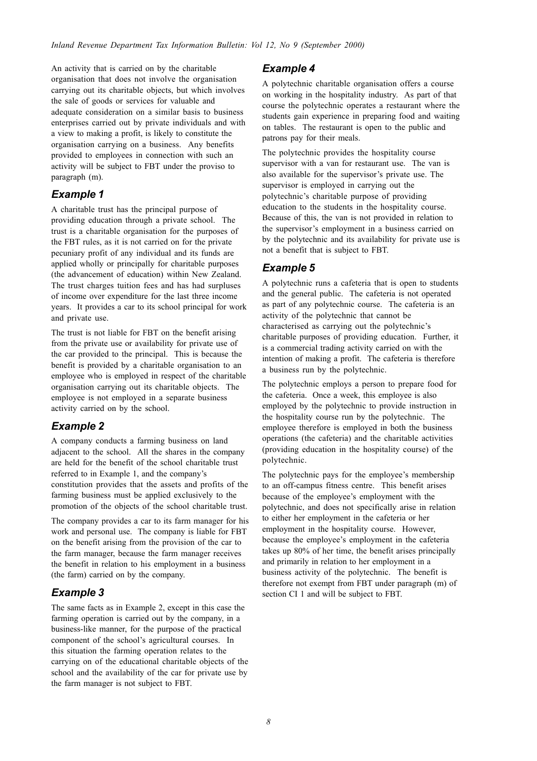An activity that is carried on by the charitable organisation that does not involve the organisation carrying out its charitable objects, but which involves the sale of goods or services for valuable and adequate consideration on a similar basis to business enterprises carried out by private individuals and with a view to making a profit, is likely to constitute the organisation carrying on a business. Any benefits provided to employees in connection with such an activity will be subject to FBT under the proviso to paragraph (m).

### *Example 1*

A charitable trust has the principal purpose of providing education through a private school. The trust is a charitable organisation for the purposes of the FBT rules, as it is not carried on for the private pecuniary profit of any individual and its funds are applied wholly or principally for charitable purposes (the advancement of education) within New Zealand. The trust charges tuition fees and has had surpluses of income over expenditure for the last three income years. It provides a car to its school principal for work and private use.

The trust is not liable for FBT on the benefit arising from the private use or availability for private use of the car provided to the principal. This is because the benefit is provided by a charitable organisation to an employee who is employed in respect of the charitable organisation carrying out its charitable objects. The employee is not employed in a separate business activity carried on by the school.

### *Example 2*

A company conducts a farming business on land adjacent to the school. All the shares in the company are held for the benefit of the school charitable trust referred to in Example 1, and the company's constitution provides that the assets and profits of the farming business must be applied exclusively to the promotion of the objects of the school charitable trust.

The company provides a car to its farm manager for his work and personal use. The company is liable for FBT on the benefit arising from the provision of the car to the farm manager, because the farm manager receives the benefit in relation to his employment in a business (the farm) carried on by the company.

### *Example 3*

The same facts as in Example 2, except in this case the farming operation is carried out by the company, in a business-like manner, for the purpose of the practical component of the school's agricultural courses. In this situation the farming operation relates to the carrying on of the educational charitable objects of the school and the availability of the car for private use by the farm manager is not subject to FBT.

### *Example 4*

A polytechnic charitable organisation offers a course on working in the hospitality industry. As part of that course the polytechnic operates a restaurant where the students gain experience in preparing food and waiting on tables. The restaurant is open to the public and patrons pay for their meals.

The polytechnic provides the hospitality course supervisor with a van for restaurant use. The van is also available for the supervisor's private use. The supervisor is employed in carrying out the polytechnic's charitable purpose of providing education to the students in the hospitality course. Because of this, the van is not provided in relation to the supervisor's employment in a business carried on by the polytechnic and its availability for private use is not a benefit that is subject to FBT.

### *Example 5*

A polytechnic runs a cafeteria that is open to students and the general public. The cafeteria is not operated as part of any polytechnic course. The cafeteria is an activity of the polytechnic that cannot be characterised as carrying out the polytechnic's charitable purposes of providing education. Further, it is a commercial trading activity carried on with the intention of making a profit. The cafeteria is therefore a business run by the polytechnic.

The polytechnic employs a person to prepare food for the cafeteria. Once a week, this employee is also employed by the polytechnic to provide instruction in the hospitality course run by the polytechnic. The employee therefore is employed in both the business operations (the cafeteria) and the charitable activities (providing education in the hospitality course) of the polytechnic.

The polytechnic pays for the employee's membership to an off-campus fitness centre. This benefit arises because of the employee's employment with the polytechnic, and does not specifically arise in relation to either her employment in the cafeteria or her employment in the hospitality course. However, because the employee's employment in the cafeteria takes up 80% of her time, the benefit arises principally and primarily in relation to her employment in a business activity of the polytechnic. The benefit is therefore not exempt from FBT under paragraph (m) of section CI 1 and will be subject to FBT.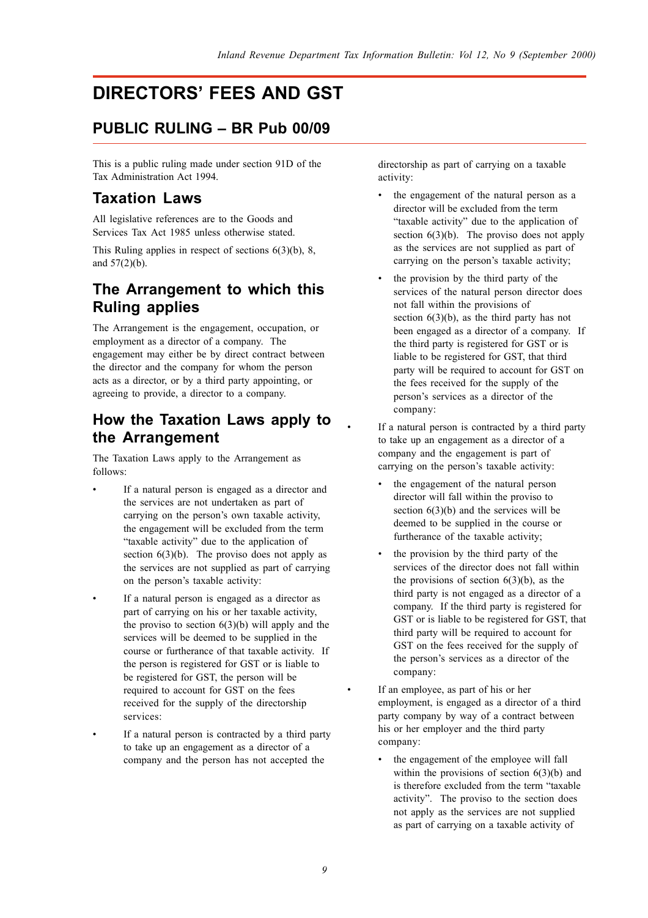# DIRECTORS' FEES AND GST

## PUBLIC RULING – BR Pub 00/09

This is a public ruling made under section 91D of the Tax Administration Act 1994.

## Taxation Laws

All legislative references are to the Goods and Services Tax Act 1985 unless otherwise stated.

This Ruling applies in respect of sections 6(3)(b), 8, and 57(2)(b).

## The Arrangement to which this Ruling applies

The Arrangement is the engagement, occupation, or employment as a director of a company. The engagement may either be by direct contract between the director and the company for whom the person acts as a director, or by a third party appointing, or agreeing to provide, a director to a company.

## How the Taxation Laws apply to the Arrangement

The Taxation Laws apply to the Arrangement as follows:

- If a natural person is engaged as a director and the services are not undertaken as part of carrying on the person's own taxable activity, the engagement will be excluded from the term "taxable activity" due to the application of section 6(3)(b). The proviso does not apply as the services are not supplied as part of carrying on the person's taxable activity:
- If a natural person is engaged as a director as part of carrying on his or her taxable activity, the proviso to section 6(3)(b) will apply and the services will be deemed to be supplied in the course or furtherance of that taxable activity. If the person is registered for GST or is liable to be registered for GST, the person will be required to account for GST on the fees received for the supply of the directorship services:
- If a natural person is contracted by a third party to take up an engagement as a director of a company and the person has not accepted the directorship as part of carrying on a taxable activity:
    - the engagement of the natural person as a director will be excluded from the term "taxable activity" due to the application of section 6(3)(b). The proviso does not apply as the services are not supplied as part of carrying on the person's taxable activity;
    - the provision by the third party of the services of the natural person director does not fall within the provisions of section 6(3)(b), as the third party has not been engaged as a director of a company. If the third party is registered for GST or is liable to be registered for GST, that third party will be required to account for GST on the fees received for the supply of the person's services as a director of the company:
- If a natural person is contracted by a third party to take up an engagement as a director of a company and the engagement is part of carrying on the person's taxable activity:
    - the engagement of the natural person director will fall within the proviso to section 6(3)(b) and the services will be deemed to be supplied in the course or furtherance of the taxable activity;
    - the provision by the third party of the services of the director does not fall within the provisions of section 6(3)(b), as the third party is not engaged as a director of a company. If the third party is registered for GST or is liable to be registered for GST, that third party will be required to account for GST on the fees received for the supply of the person's services as a director of the company:
- If an employee, as part of his or her employment, is engaged as a director of a third party company by way of a contract between his or her employer and the third party company:
    - the engagement of the employee will fall within the provisions of section 6(3)(b) and is therefore excluded from the term "taxable activity". The proviso to the section does not apply as the services are not supplied as part of carrying on a taxable activity of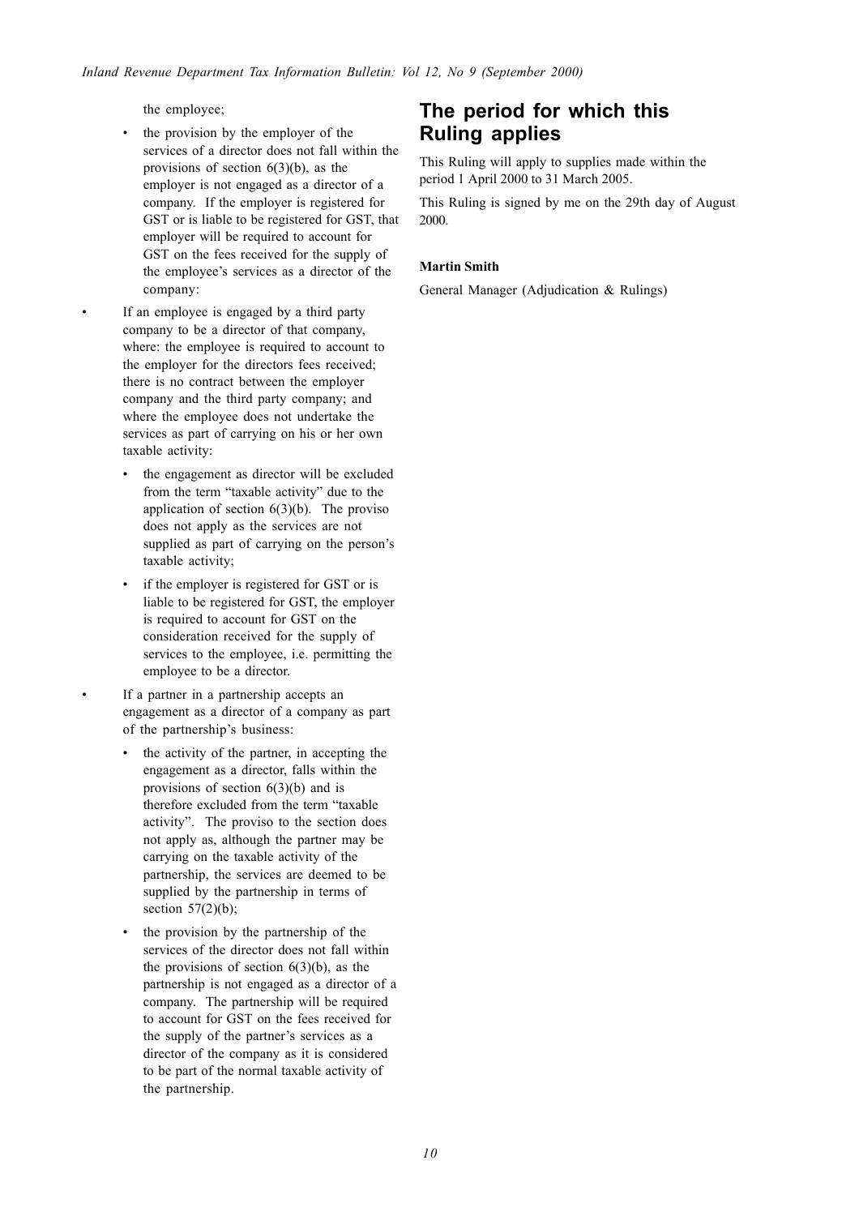the employee;

- the provision by the employer of the services of a director does not fall within the provisions of section 6(3)(b), as the employer is not engaged as a director of a company. If the employer is registered for GST or is liable to be registered for GST, that employer will be required to account for GST on the fees received for the supply of the employee's services as a director of the company:

- If an employee is engaged by a third party company to be a director of that company, where: the employee is required to account to the employer for the directors fees received; there is no contract between the employer company and the third party company; and where the employee does not undertake the services as part of carrying on his or her own taxable activity:
  - the engagement as director will be excluded from the term "taxable activity" due to the application of section 6(3)(b). The proviso does not apply as the services are not supplied as part of carrying on the person's taxable activity;
  - if the employer is registered for GST or is liable to be registered for GST, the employer is required to account for GST on the consideration received for the supply of services to the employee, i.e. permitting the employee to be a director.

- If a partner in a partnership accepts an engagement as a director of a company as part of the partnership's business:
  - the activity of the partner, in accepting the engagement as a director, falls within the provisions of section 6(3)(b) and is therefore excluded from the term "taxable activity". The proviso to the section does not apply as, although the partner may be carrying on the taxable activity of the partnership, the services are deemed to be supplied by the partnership in terms of section 57(2)(b);
  - the provision by the partnership of the services of the director does not fall within the provisions of section 6(3)(b), as the partnership is not engaged as a director of a company. The partnership will be required to account for GST on the fees received for the supply of the partner's services as a director of the company as it is considered to be part of the normal taxable activity of the partnership.

## The period for which this Ruling applies

This Ruling will apply to supplies made within the period 1 April 2000 to 31 March 2005.

This Ruling is signed by me on the 29th day of August 2000.

**Martin Smith**

General Manager (Adjudication & Rulings)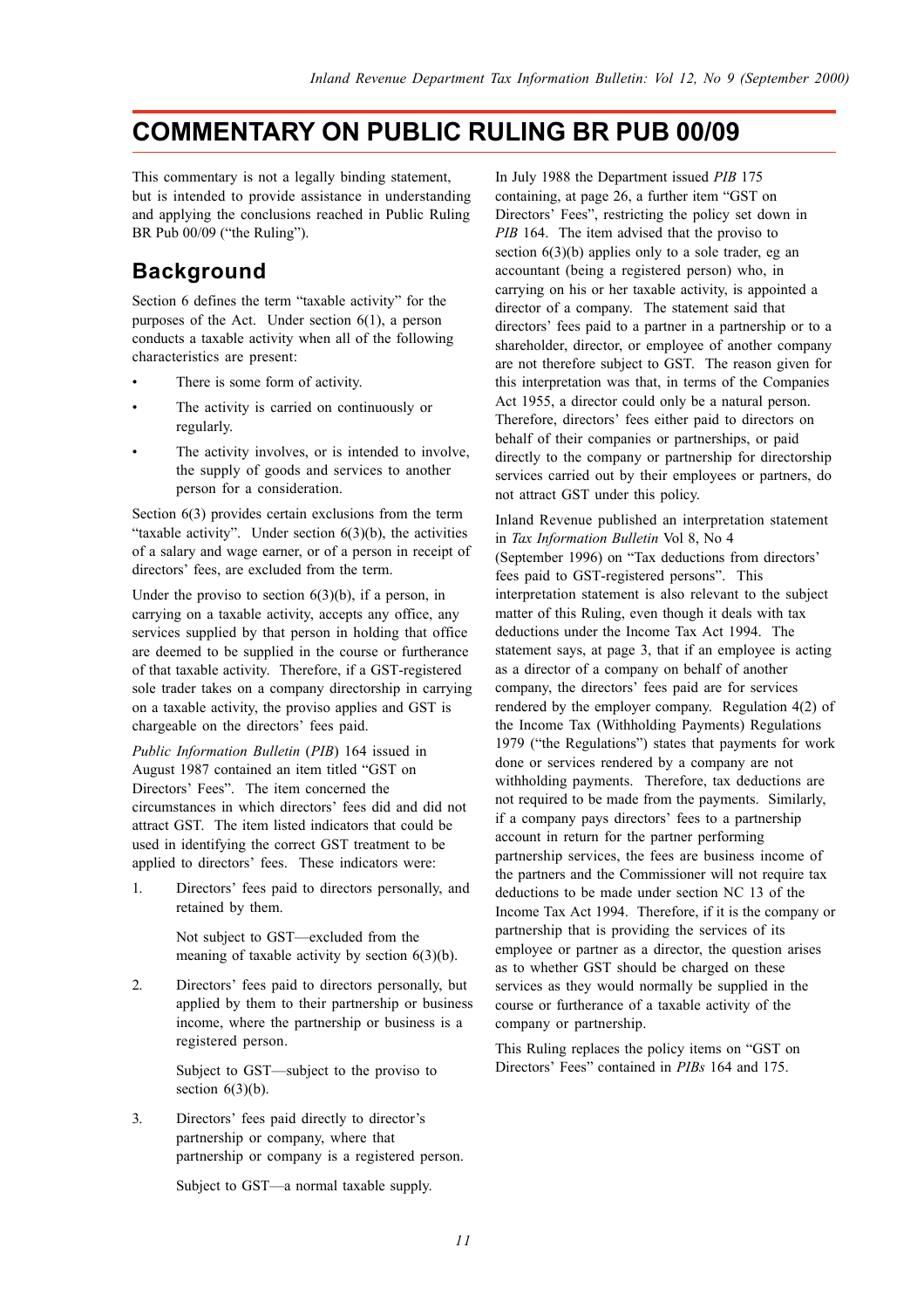# COMMENTARY ON PUBLIC RULING BR PUB 00/09

This commentary is not a legally binding statement, but is intended to provide assistance in understanding and applying the conclusions reached in Public Ruling BR Pub 00/09 ("the Ruling").

## Background

Section 6 defines the term "taxable activity" for the purposes of the Act. Under section 6(1), a person conducts a taxable activity when all of the following characteristics are present:

- There is some form of activity.
- The activity is carried on continuously or regularly.
- The activity involves, or is intended to involve, the supply of goods and services to another person for a consideration.

Section 6(3) provides certain exclusions from the term "taxable activity". Under section 6(3)(b), the activities of a salary and wage earner, or of a person in receipt of directors' fees, are excluded from the term.

Under the proviso to section 6(3)(b), if a person, in carrying on a taxable activity, accepts any office, any services supplied by that person in holding that office are deemed to be supplied in the course or furtherance of that taxable activity. Therefore, if a GST-registered sole trader takes on a company directorship in carrying on a taxable activity, the proviso applies and GST is chargeable on the directors' fees paid.

*Public Information Bulletin* (*PIB*) 164 issued in August 1987 contained an item titled "GST on Directors' Fees". The item concerned the circumstances in which directors' fees did and did not attract GST. The item listed indicators that could be used in identifying the correct GST treatment to be applied to directors' fees. These indicators were:

1. Directors' fees paid to directors personally, and retained by them.

   Not subject to GST—excluded from the meaning of taxable activity by section 6(3)(b).

2. Directors' fees paid to directors personally, but applied by them to their partnership or business income, where the partnership or business is a registered person.

   Subject to GST—subject to the proviso to section 6(3)(b).

3. Directors' fees paid directly to director's partnership or company, where that partnership or company is a registered person.

   Subject to GST—a normal taxable supply.

In July 1988 the Department issued *PIB* 175 containing, at page 26, a further item "GST on Directors' Fees", restricting the policy set down in *PIB* 164. The item advised that the proviso to section 6(3)(b) applies only to a sole trader, eg an accountant (being a registered person) who, in carrying on his or her taxable activity, is appointed a director of a company. The statement said that directors' fees paid to a partner in a partnership or to a shareholder, director, or employee of another company are not therefore subject to GST. The reason given for this interpretation was that, in terms of the Companies Act 1955, a director could only be a natural person. Therefore, directors' fees either paid to directors on behalf of their companies or partnerships, or paid directly to the company or partnership for directorship services carried out by their employees or partners, do not attract GST under this policy.

Inland Revenue published an interpretation statement in *Tax Information Bulletin* Vol 8, No 4 (September 1996) on "Tax deductions from directors' fees paid to GST-registered persons". This interpretation statement is also relevant to the subject matter of this Ruling, even though it deals with tax deductions under the Income Tax Act 1994. The statement says, at page 3, that if an employee is acting as a director of a company on behalf of another company, the directors' fees paid are for services rendered by the employer company. Regulation 4(2) of the Income Tax (Withholding Payments) Regulations 1979 ("the Regulations") states that payments for work done or services rendered by a company are not withholding payments. Therefore, tax deductions are not required to be made from the payments. Similarly, if a company pays directors' fees to a partnership account in return for the partner performing partnership services, the fees are business income of the partners and the Commissioner will not require tax deductions to be made under section NC 13 of the Income Tax Act 1994. Therefore, if it is the company or partnership that is providing the services of its employee or partner as a director, the question arises as to whether GST should be charged on these services as they would normally be supplied in the course or furtherance of a taxable activity of the company or partnership.

This Ruling replaces the policy items on "GST on Directors' Fees" contained in *PIBs* 164 and 175.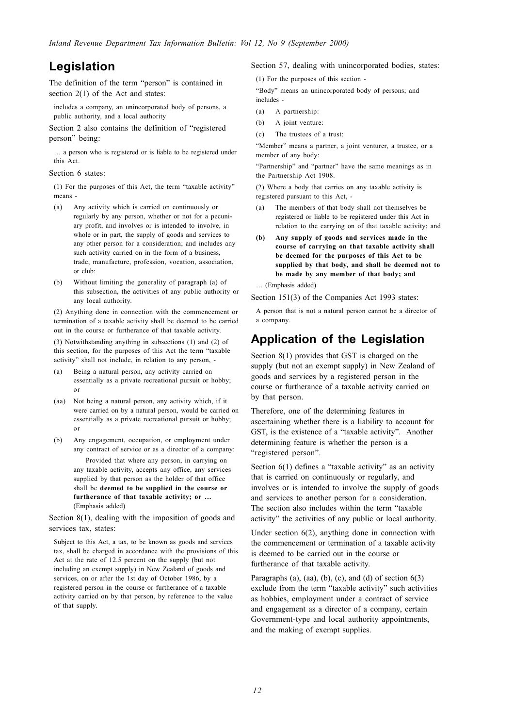## Legislation

The definition of the term "person" is contained in section 2(1) of the Act and states:

> includes a company, an unincorporated body of persons, a public authority, and a local authority

Section 2 also contains the definition of "registered person" being:

> … a person who is registered or is liable to be registered under this Act.

Section 6 states:

> (1) For the purposes of this Act, the term "taxable activity" means -
>
> (a) Any activity which is carried on continuously or regularly by any person, whether or not for a pecuniary profit, and involves or is intended to involve, in whole or in part, the supply of goods and services to any other person for a consideration; and includes any such activity carried on in the form of a business, trade, manufacture, profession, vocation, association, or club:
>
> (b) Without limiting the generality of paragraph (a) of this subsection, the activities of any public authority or any local authority.
>
> (2) Anything done in connection with the commencement or termination of a taxable activity shall be deemed to be carried out in the course or furtherance of that taxable activity.
>
> (3) Notwithstanding anything in subsections (1) and (2) of this section, for the purposes of this Act the term "taxable activity" shall not include, in relation to any person, -
>
> (a) Being a natural person, any activity carried on essentially as a private recreational pursuit or hobby; or
>
> (aa) Not being a natural person, any activity which, if it were carried on by a natural person, would be carried on essentially as a private recreational pursuit or hobby; or
>
> (b) Any engagement, occupation, or employment under any contract of service or as a director of a company:
>
> Provided that where any person, in carrying on any taxable activity, accepts any office, any services supplied by that person as the holder of that office shall be **deemed to be supplied in the course or furtherance of that taxable activity; or …** (Emphasis added)

Section 8(1), dealing with the imposition of goods and services tax, states:

> Subject to this Act, a tax, to be known as goods and services tax, shall be charged in accordance with the provisions of this Act at the rate of 12.5 percent on the supply (but not including an exempt supply) in New Zealand of goods and services, on or after the 1st day of October 1986, by a registered person in the course or furtherance of a taxable activity carried on by that person, by reference to the value of that supply.

Section 57, dealing with unincorporated bodies, states:

> (1) For the purposes of this section -
>
> "Body" means an unincorporated body of persons; and includes -
>
> (a) A partnership:
>
> (b) A joint venture:
>
> (c) The trustees of a trust:
>
> "Member" means a partner, a joint venturer, a trustee, or a member of any body:
>
> "Partnership" and "partner" have the same meanings as in the Partnership Act 1908.
>
> (2) Where a body that carries on any taxable activity is registered pursuant to this Act, -
>
> (a) The members of that body shall not themselves be registered or liable to be registered under this Act in relation to the carrying on of that taxable activity; and
>
> **(b) Any supply of goods and services made in the course of carrying on that taxable activity shall be deemed for the purposes of this Act to be supplied by that body, and shall be deemed not to be made by any member of that body; and**
>
> … (Emphasis added)

Section 151(3) of the Companies Act 1993 states:

> A person that is not a natural person cannot be a director of a company.

## Application of the Legislation

Section 8(1) provides that GST is charged on the supply (but not an exempt supply) in New Zealand of goods and services by a registered person in the course or furtherance of a taxable activity carried on by that person.

Therefore, one of the determining features in ascertaining whether there is a liability to account for GST, is the existence of a "taxable activity". Another determining feature is whether the person is a "registered person".

Section 6(1) defines a "taxable activity" as an activity that is carried on continuously or regularly, and involves or is intended to involve the supply of goods and services to another person for a consideration. The section also includes within the term "taxable activity" the activities of any public or local authority.

Under section 6(2), anything done in connection with the commencement or termination of a taxable activity is deemed to be carried out in the course or furtherance of that taxable activity.

Paragraphs (a), (aa), (b), (c), and (d) of section 6(3) exclude from the term "taxable activity" such activities as hobbies, employment under a contract of service and engagement as a director of a company, certain Government-type and local authority appointments, and the making of exempt supplies.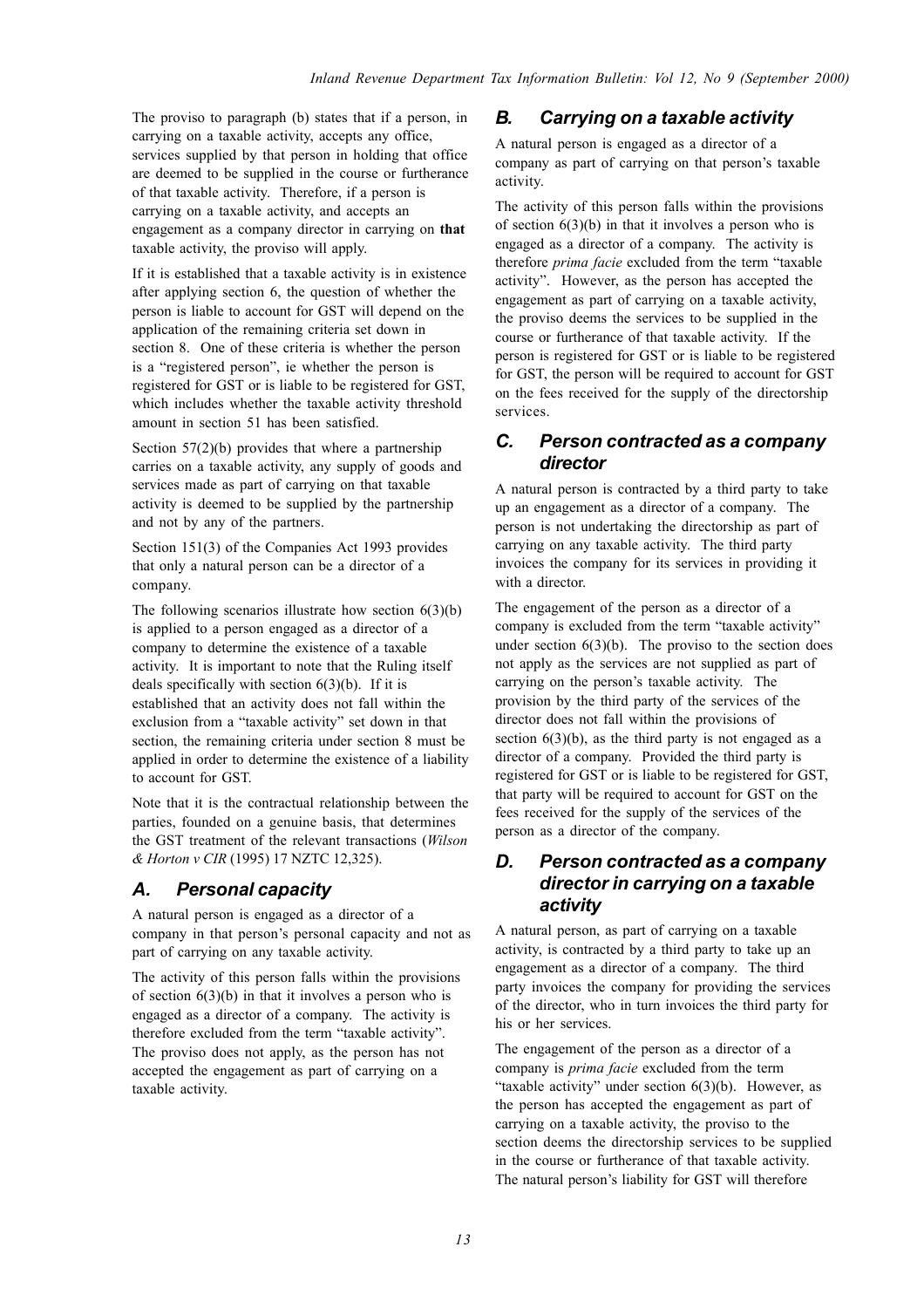The proviso to paragraph (b) states that if a person, in carrying on a taxable activity, accepts any office, services supplied by that person in holding that office are deemed to be supplied in the course or furtherance of that taxable activity. Therefore, if a person is carrying on a taxable activity, and accepts an engagement as a company director in carrying on **that** taxable activity, the proviso will apply.

If it is established that a taxable activity is in existence after applying section 6, the question of whether the person is liable to account for GST will depend on the application of the remaining criteria set down in section 8. One of these criteria is whether the person is a "registered person", ie whether the person is registered for GST or is liable to be registered for GST, which includes whether the taxable activity threshold amount in section 51 has been satisfied.

Section 57(2)(b) provides that where a partnership carries on a taxable activity, any supply of goods and services made as part of carrying on that taxable activity is deemed to be supplied by the partnership and not by any of the partners.

Section 151(3) of the Companies Act 1993 provides that only a natural person can be a director of a company.

The following scenarios illustrate how section 6(3)(b) is applied to a person engaged as a director of a company to determine the existence of a taxable activity. It is important to note that the Ruling itself deals specifically with section 6(3)(b). If it is established that an activity does not fall within the exclusion from a "taxable activity" set down in that section, the remaining criteria under section 8 must be applied in order to determine the existence of a liability to account for GST.

Note that it is the contractual relationship between the parties, founded on a genuine basis, that determines the GST treatment of the relevant transactions (*Wilson & Horton v CIR* (1995) 17 NZTC 12,325).

## A. Personal capacity

A natural person is engaged as a director of a company in that person's personal capacity and not as part of carrying on any taxable activity.

The activity of this person falls within the provisions of section 6(3)(b) in that it involves a person who is engaged as a director of a company. The activity is therefore excluded from the term "taxable activity". The proviso does not apply, as the person has not accepted the engagement as part of carrying on a taxable activity.

## B. Carrying on a taxable activity

A natural person is engaged as a director of a company as part of carrying on that person's taxable activity.

The activity of this person falls within the provisions of section 6(3)(b) in that it involves a person who is engaged as a director of a company. The activity is therefore *prima facie* excluded from the term "taxable activity". However, as the person has accepted the engagement as part of carrying on a taxable activity, the proviso deems the services to be supplied in the course or furtherance of that taxable activity. If the person is registered for GST or is liable to be registered for GST, the person will be required to account for GST on the fees received for the supply of the directorship services.

## C. Person contracted as a company director

A natural person is contracted by a third party to take up an engagement as a director of a company. The person is not undertaking the directorship as part of carrying on any taxable activity. The third party invoices the company for its services in providing it with a director.

The engagement of the person as a director of a company is excluded from the term "taxable activity" under section 6(3)(b). The proviso to the section does not apply as the services are not supplied as part of carrying on the person's taxable activity. The provision by the third party of the services of the director does not fall within the provisions of section 6(3)(b), as the third party is not engaged as a director of a company. Provided the third party is registered for GST or is liable to be registered for GST, that party will be required to account for GST on the fees received for the supply of the services of the person as a director of the company.

## D. Person contracted as a company director in carrying on a taxable activity

A natural person, as part of carrying on a taxable activity, is contracted by a third party to take up an engagement as a director of a company. The third party invoices the company for providing the services of the director, who in turn invoices the third party for his or her services.

The engagement of the person as a director of a company is *prima facie* excluded from the term "taxable activity" under section 6(3)(b). However, as the person has accepted the engagement as part of carrying on a taxable activity, the proviso to the section deems the directorship services to be supplied in the course or furtherance of that taxable activity. The natural person's liability for GST will therefore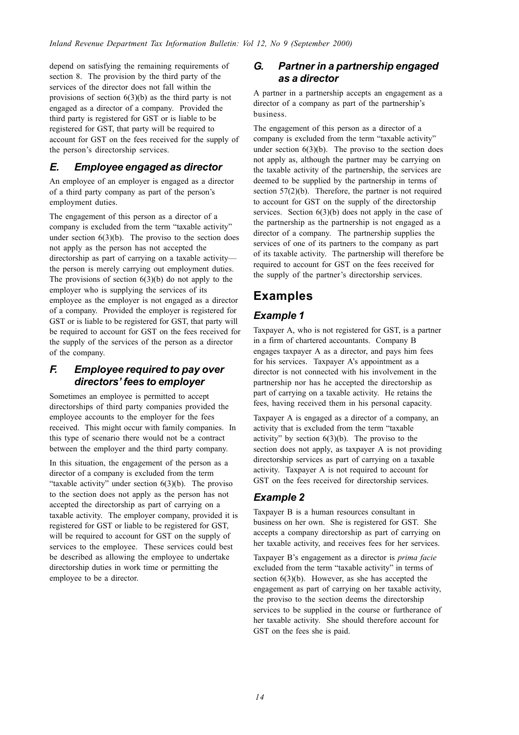depend on satisfying the remaining requirements of section 8. The provision by the third party of the services of the director does not fall within the provisions of section 6(3)(b) as the third party is not engaged as a director of a company. Provided the third party is registered for GST or is liable to be registered for GST, that party will be required to account for GST on the fees received for the supply of the person's directorship services.

### *E. Employee engaged as director*

An employee of an employer is engaged as a director of a third party company as part of the person's employment duties.

The engagement of this person as a director of a company is excluded from the term "taxable activity" under section 6(3)(b). The proviso to the section does not apply as the person has not accepted the directorship as part of carrying on a taxable activity—the person is merely carrying out employment duties. The provisions of section 6(3)(b) do not apply to the employer who is supplying the services of its employee as the employer is not engaged as a director of a company. Provided the employer is registered for GST or is liable to be registered for GST, that party will be required to account for GST on the fees received for the supply of the services of the person as a director of the company.

### *F. Employee required to pay over directors' fees to employer*

Sometimes an employee is permitted to accept directorships of third party companies provided the employee accounts to the employer for the fees received. This might occur with family companies. In this type of scenario there would not be a contract between the employer and the third party company.

In this situation, the engagement of the person as a director of a company is excluded from the term "taxable activity" under section 6(3)(b). The proviso to the section does not apply as the person has not accepted the directorship as part of carrying on a taxable activity. The employer company, provided it is registered for GST or liable to be registered for GST, will be required to account for GST on the supply of services to the employee. These services could best be described as allowing the employee to undertake directorship duties in work time or permitting the employee to be a director.

### *G. Partner in a partnership engaged as a director*

A partner in a partnership accepts an engagement as a director of a company as part of the partnership's business.

The engagement of this person as a director of a company is excluded from the term "taxable activity" under section 6(3)(b). The proviso to the section does not apply as, although the partner may be carrying on the taxable activity of the partnership, the services are deemed to be supplied by the partnership in terms of section 57(2)(b). Therefore, the partner is not required to account for GST on the supply of the directorship services. Section 6(3)(b) does not apply in the case of the partnership as the partnership is not engaged as a director of a company. The partnership supplies the services of one of its partners to the company as part of its taxable activity. The partnership will therefore be required to account for GST on the fees received for the supply of the partner's directorship services.

## Examples

### *Example 1*

Taxpayer A, who is not registered for GST, is a partner in a firm of chartered accountants. Company B engages taxpayer A as a director, and pays him fees for his services. Taxpayer A's appointment as a director is not connected with his involvement in the partnership nor has he accepted the directorship as part of carrying on a taxable activity. He retains the fees, having received them in his personal capacity.

Taxpayer A is engaged as a director of a company, an activity that is excluded from the term "taxable activity" by section 6(3)(b). The proviso to the section does not apply, as taxpayer A is not providing directorship services as part of carrying on a taxable activity. Taxpayer A is not required to account for GST on the fees received for directorship services.

### *Example 2*

Taxpayer B is a human resources consultant in business on her own. She is registered for GST. She accepts a company directorship as part of carrying on her taxable activity, and receives fees for her services.

Taxpayer B's engagement as a director is *prima facie* excluded from the term "taxable activity" in terms of section 6(3)(b). However, as she has accepted the engagement as part of carrying on her taxable activity, the proviso to the section deems the directorship services to be supplied in the course or furtherance of her taxable activity. She should therefore account for GST on the fees she is paid.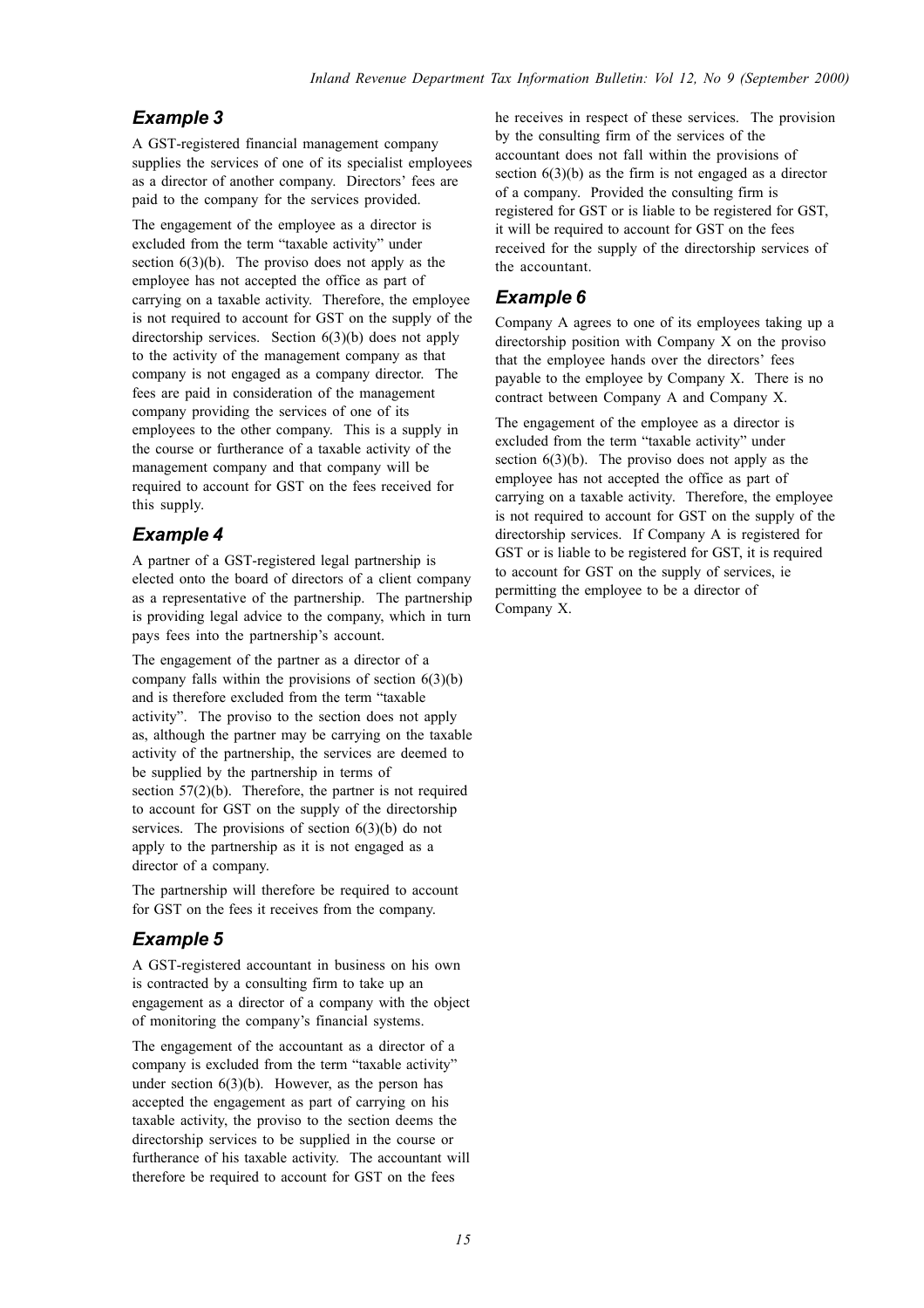### *Example 3*

A GST-registered financial management company supplies the services of one of its specialist employees as a director of another company. Directors' fees are paid to the company for the services provided.

The engagement of the employee as a director is excluded from the term "taxable activity" under section 6(3)(b). The proviso does not apply as the employee has not accepted the office as part of carrying on a taxable activity. Therefore, the employee is not required to account for GST on the supply of the directorship services. Section 6(3)(b) does not apply to the activity of the management company as that company is not engaged as a company director. The fees are paid in consideration of the management company providing the services of one of its employees to the other company. This is a supply in the course or furtherance of a taxable activity of the management company and that company will be required to account for GST on the fees received for this supply.

### *Example 4*

A partner of a GST-registered legal partnership is elected onto the board of directors of a client company as a representative of the partnership. The partnership is providing legal advice to the company, which in turn pays fees into the partnership's account.

The engagement of the partner as a director of a company falls within the provisions of section 6(3)(b) and is therefore excluded from the term "taxable activity". The proviso to the section does not apply as, although the partner may be carrying on the taxable activity of the partnership, the services are deemed to be supplied by the partnership in terms of section 57(2)(b). Therefore, the partner is not required to account for GST on the supply of the directorship services. The provisions of section 6(3)(b) do not apply to the partnership as it is not engaged as a director of a company.

The partnership will therefore be required to account for GST on the fees it receives from the company.

### *Example 5*

A GST-registered accountant in business on his own is contracted by a consulting firm to take up an engagement as a director of a company with the object of monitoring the company's financial systems.

The engagement of the accountant as a director of a company is excluded from the term "taxable activity" under section 6(3)(b). However, as the person has accepted the engagement as part of carrying on his taxable activity, the proviso to the section deems the directorship services to be supplied in the course or furtherance of his taxable activity. The accountant will therefore be required to account for GST on the fees he receives in respect of these services. The provision by the consulting firm of the services of the accountant does not fall within the provisions of section 6(3)(b) as the firm is not engaged as a director of a company. Provided the consulting firm is registered for GST or is liable to be registered for GST, it will be required to account for GST on the fees received for the supply of the directorship services of the accountant.

### *Example 6*

Company A agrees to one of its employees taking up a directorship position with Company X on the proviso that the employee hands over the directors' fees payable to the employee by Company X. There is no contract between Company A and Company X.

The engagement of the employee as a director is excluded from the term "taxable activity" under section 6(3)(b). The proviso does not apply as the employee has not accepted the office as part of carrying on a taxable activity. Therefore, the employee is not required to account for GST on the supply of the directorship services. If Company A is registered for GST or is liable to be registered for GST, it is required to account for GST on the supply of services, ie permitting the employee to be a director of Company X.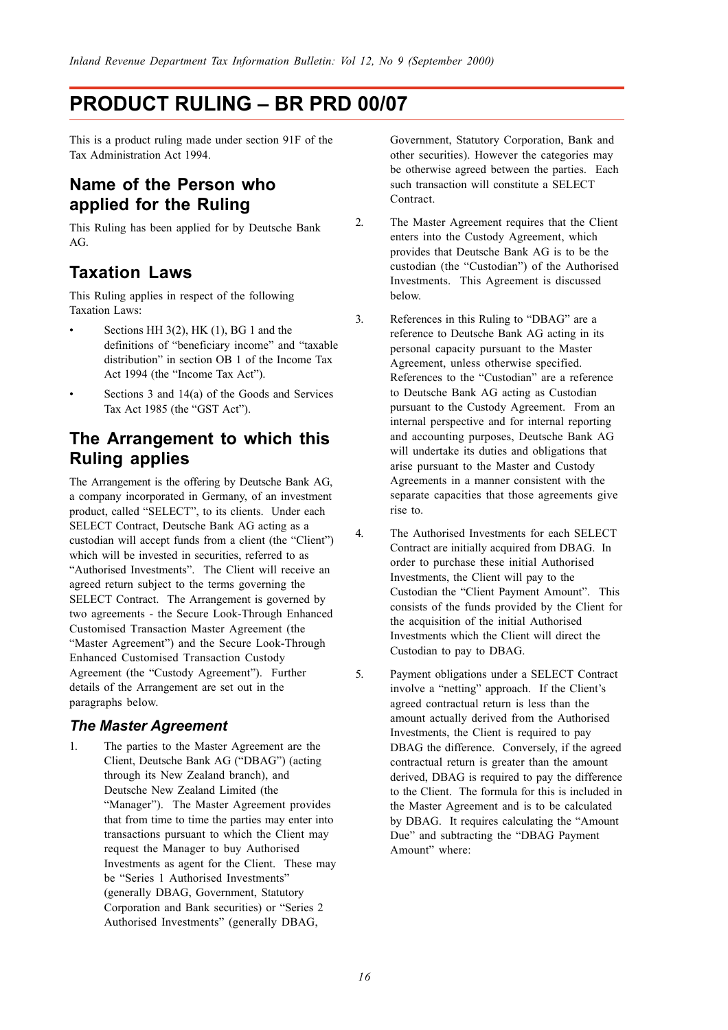# PRODUCT RULING – BR PRD 00/07

This is a product ruling made under section 91F of the Tax Administration Act 1994.

## Name of the Person who applied for the Ruling

This Ruling has been applied for by Deutsche Bank AG.

## Taxation Laws

This Ruling applies in respect of the following Taxation Laws:

- Sections HH 3(2), HK (1), BG 1 and the definitions of "beneficiary income" and "taxable distribution" in section OB 1 of the Income Tax Act 1994 (the "Income Tax Act").
- Sections 3 and 14(a) of the Goods and Services Tax Act 1985 (the "GST Act").

## The Arrangement to which this Ruling applies

The Arrangement is the offering by Deutsche Bank AG, a company incorporated in Germany, of an investment product, called "SELECT", to its clients. Under each SELECT Contract, Deutsche Bank AG acting as a custodian will accept funds from a client (the "Client") which will be invested in securities, referred to as "Authorised Investments". The Client will receive an agreed return subject to the terms governing the SELECT Contract. The Arrangement is governed by two agreements - the Secure Look-Through Enhanced Customised Transaction Master Agreement (the "Master Agreement") and the Secure Look-Through Enhanced Customised Transaction Custody Agreement (the "Custody Agreement"). Further details of the Arrangement are set out in the paragraphs below.

### *The Master Agreement*

1. The parties to the Master Agreement are the Client, Deutsche Bank AG ("DBAG") (acting through its New Zealand branch), and Deutsche New Zealand Limited (the "Manager"). The Master Agreement provides that from time to time the parties may enter into transactions pursuant to which the Client may request the Manager to buy Authorised Investments as agent for the Client. These may be "Series 1 Authorised Investments" (generally DBAG, Government, Statutory Corporation and Bank securities) or "Series 2 Authorised Investments" (generally DBAG, Government, Statutory Corporation, Bank and other securities). However the categories may be otherwise agreed between the parties. Each such transaction will constitute a SELECT Contract.

2. The Master Agreement requires that the Client enters into the Custody Agreement, which provides that Deutsche Bank AG is to be the custodian (the "Custodian") of the Authorised Investments. This Agreement is discussed below.

3. References in this Ruling to "DBAG" are a reference to Deutsche Bank AG acting in its personal capacity pursuant to the Master Agreement, unless otherwise specified. References to the "Custodian" are a reference to Deutsche Bank AG acting as Custodian pursuant to the Custody Agreement. From an internal perspective and for internal reporting and accounting purposes, Deutsche Bank AG will undertake its duties and obligations that arise pursuant to the Master and Custody Agreements in a manner consistent with the separate capacities that those agreements give rise to.

4. The Authorised Investments for each SELECT Contract are initially acquired from DBAG. In order to purchase these initial Authorised Investments, the Client will pay to the Custodian the "Client Payment Amount". This consists of the funds provided by the Client for the acquisition of the initial Authorised Investments which the Client will direct the Custodian to pay to DBAG.

5. Payment obligations under a SELECT Contract involve a "netting" approach. If the Client's agreed contractual return is less than the amount actually derived from the Authorised Investments, the Client is required to pay DBAG the difference. Conversely, if the agreed contractual return is greater than the amount derived, DBAG is required to pay the difference to the Client. The formula for this is included in the Master Agreement and is to be calculated by DBAG. It requires calculating the "Amount Due" and subtracting the "DBAG Payment Amount" where: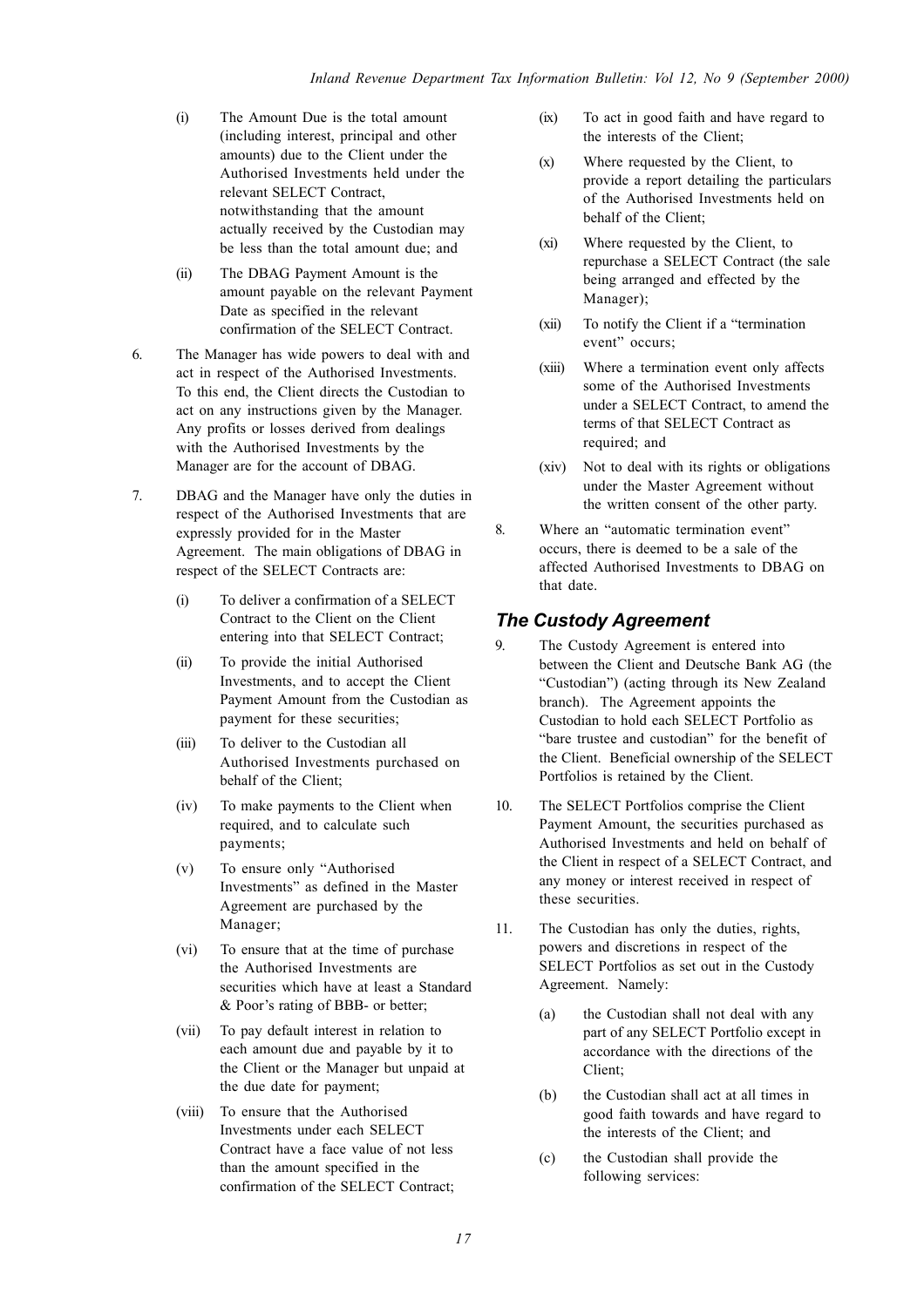(i) The Amount Due is the total amount (including interest, principal and other amounts) due to the Client under the Authorised Investments held under the relevant SELECT Contract, notwithstanding that the amount actually received by the Custodian may be less than the total amount due; and

(ii) The DBAG Payment Amount is the amount payable on the relevant Payment Date as specified in the relevant confirmation of the SELECT Contract.

6. The Manager has wide powers to deal with and act in respect of the Authorised Investments. To this end, the Client directs the Custodian to act on any instructions given by the Manager. Any profits or losses derived from dealings with the Authorised Investments by the Manager are for the account of DBAG.

7. DBAG and the Manager have only the duties in respect of the Authorised Investments that are expressly provided for in the Master Agreement. The main obligations of DBAG in respect of the SELECT Contracts are:

   (i) To deliver a confirmation of a SELECT Contract to the Client on the Client entering into that SELECT Contract;

   (ii) To provide the initial Authorised Investments, and to accept the Client Payment Amount from the Custodian as payment for these securities;

   (iii) To deliver to the Custodian all Authorised Investments purchased on behalf of the Client;

   (iv) To make payments to the Client when required, and to calculate such payments;

   (v) To ensure only "Authorised Investments" as defined in the Master Agreement are purchased by the Manager;

   (vi) To ensure that at the time of purchase the Authorised Investments are securities which have at least a Standard & Poor's rating of BBB- or better;

   (vii) To pay default interest in relation to each amount due and payable by it to the Client or the Manager but unpaid at the due date for payment;

   (viii) To ensure that the Authorised Investments under each SELECT Contract have a face value of not less than the amount specified in the confirmation of the SELECT Contract;

   (ix) To act in good faith and have regard to the interests of the Client;

   (x) Where requested by the Client, to provide a report detailing the particulars of the Authorised Investments held on behalf of the Client;

   (xi) Where requested by the Client, to repurchase a SELECT Contract (the sale being arranged and effected by the Manager);

   (xii) To notify the Client if a "termination event" occurs;

   (xiii) Where a termination event only affects some of the Authorised Investments under a SELECT Contract, to amend the terms of that SELECT Contract as required; and

   (xiv) Not to deal with its rights or obligations under the Master Agreement without the written consent of the other party.

8. Where an "automatic termination event" occurs, there is deemed to be a sale of the affected Authorised Investments to DBAG on that date.

### *The Custody Agreement*

9. The Custody Agreement is entered into between the Client and Deutsche Bank AG (the "Custodian") (acting through its New Zealand branch). The Agreement appoints the Custodian to hold each SELECT Portfolio as "bare trustee and custodian" for the benefit of the Client. Beneficial ownership of the SELECT Portfolios is retained by the Client.

10. The SELECT Portfolios comprise the Client Payment Amount, the securities purchased as Authorised Investments and held on behalf of the Client in respect of a SELECT Contract, and any money or interest received in respect of these securities.

11. The Custodian has only the duties, rights, powers and discretions in respect of the SELECT Portfolios as set out in the Custody Agreement. Namely:

   (a) the Custodian shall not deal with any part of any SELECT Portfolio except in accordance with the directions of the Client;

   (b) the Custodian shall act at all times in good faith towards and have regard to the interests of the Client; and

   (c) the Custodian shall provide the following services: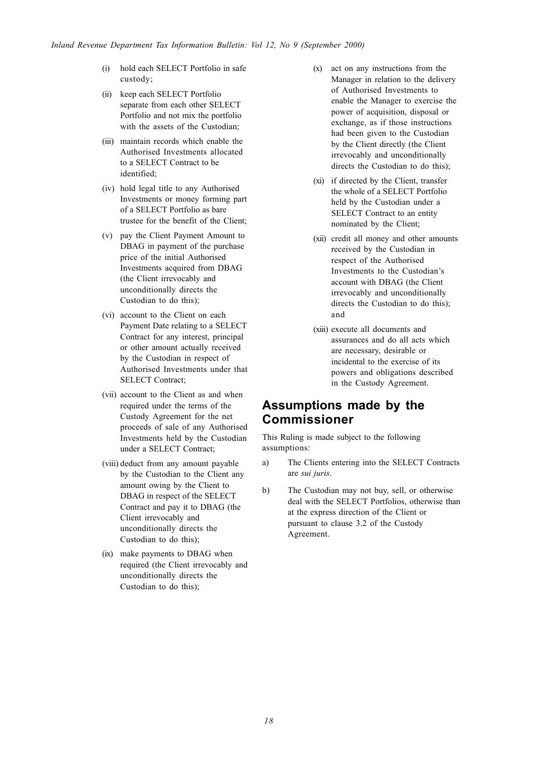- (i) hold each SELECT Portfolio in safe custody;
- (ii) keep each SELECT Portfolio separate from each other SELECT Portfolio and not mix the portfolio with the assets of the Custodian;
- (iii) maintain records which enable the Authorised Investments allocated to a SELECT Contract to be identified;
- (iv) hold legal title to any Authorised Investments or money forming part of a SELECT Portfolio as bare trustee for the benefit of the Client;
- (v) pay the Client Payment Amount to DBAG in payment of the purchase price of the initial Authorised Investments acquired from DBAG (the Client irrevocably and unconditionally directs the Custodian to do this);
- (vi) account to the Client on each Payment Date relating to a SELECT Contract for any interest, principal or other amount actually received by the Custodian in respect of Authorised Investments under that SELECT Contract;
- (vii) account to the Client as and when required under the terms of the Custody Agreement for the net proceeds of sale of any Authorised Investments held by the Custodian under a SELECT Contract;
- (viii) deduct from any amount payable by the Custodian to the Client any amount owing by the Client to DBAG in respect of the SELECT Contract and pay it to DBAG (the Client irrevocably and unconditionally directs the Custodian to do this);
- (ix) make payments to DBAG when required (the Client irrevocably and unconditionally directs the Custodian to do this);
- (x) act on any instructions from the Manager in relation to the delivery of Authorised Investments to enable the Manager to exercise the power of acquisition, disposal or exchange, as if those instructions had been given to the Custodian by the Client directly (the Client irrevocably and unconditionally directs the Custodian to do this);
- (xi) if directed by the Client, transfer the whole of a SELECT Portfolio held by the Custodian under a SELECT Contract to an entity nominated by the Client;
- (xii) credit all money and other amounts received by the Custodian in respect of the Authorised Investments to the Custodian's account with DBAG (the Client irrevocably and unconditionally directs the Custodian to do this); and
- (xiii) execute all documents and assurances and do all acts which are necessary, desirable or incidental to the exercise of its powers and obligations described in the Custody Agreement.

## Assumptions made by the Commissioner

This Ruling is made subject to the following assumptions:

a) The Clients entering into the SELECT Contracts are *sui juris*.

b) The Custodian may not buy, sell, or otherwise deal with the SELECT Portfolios, otherwise than at the express direction of the Client or pursuant to clause 3.2 of the Custody Agreement.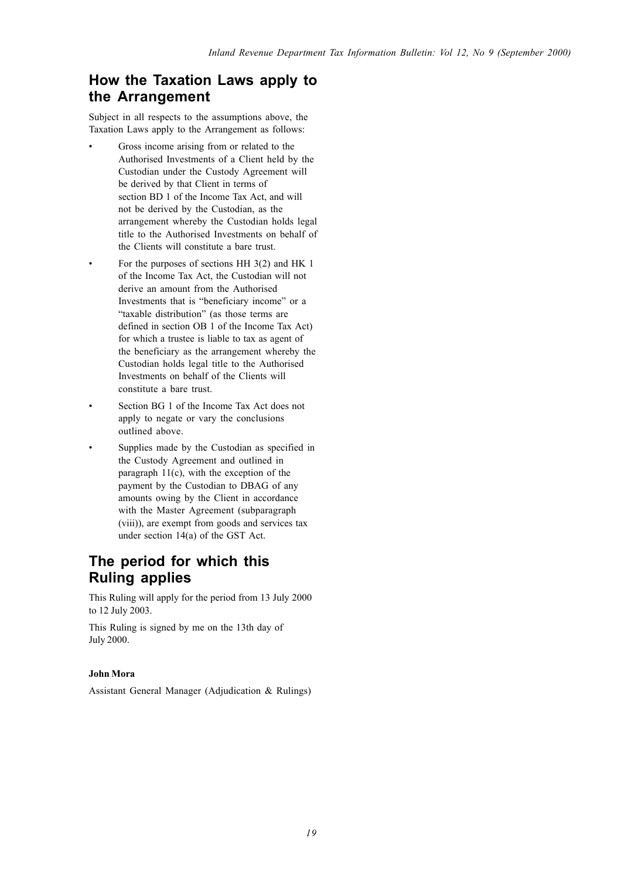## How the Taxation Laws apply to the Arrangement

Subject in all respects to the assumptions above, the Taxation Laws apply to the Arrangement as follows:

- Gross income arising from or related to the Authorised Investments of a Client held by the Custodian under the Custody Agreement will be derived by that Client in terms of section BD 1 of the Income Tax Act, and will not be derived by the Custodian, as the arrangement whereby the Custodian holds legal title to the Authorised Investments on behalf of the Clients will constitute a bare trust.
- For the purposes of sections HH 3(2) and HK 1 of the Income Tax Act, the Custodian will not derive an amount from the Authorised Investments that is "beneficiary income" or a "taxable distribution" (as those terms are defined in section OB 1 of the Income Tax Act) for which a trustee is liable to tax as agent of the beneficiary as the arrangement whereby the Custodian holds legal title to the Authorised Investments on behalf of the Clients will constitute a bare trust.
- Section BG 1 of the Income Tax Act does not apply to negate or vary the conclusions outlined above.
- Supplies made by the Custodian as specified in the Custody Agreement and outlined in paragraph 11(c), with the exception of the payment by the Custodian to DBAG of any amounts owing by the Client in accordance with the Master Agreement (subparagraph (viii)), are exempt from goods and services tax under section 14(a) of the GST Act.

## The period for which this Ruling applies

This Ruling will apply for the period from 13 July 2000 to 12 July 2003.

This Ruling is signed by me on the 13th day of July 2000.

**John Mora**

Assistant General Manager (Adjudication & Rulings)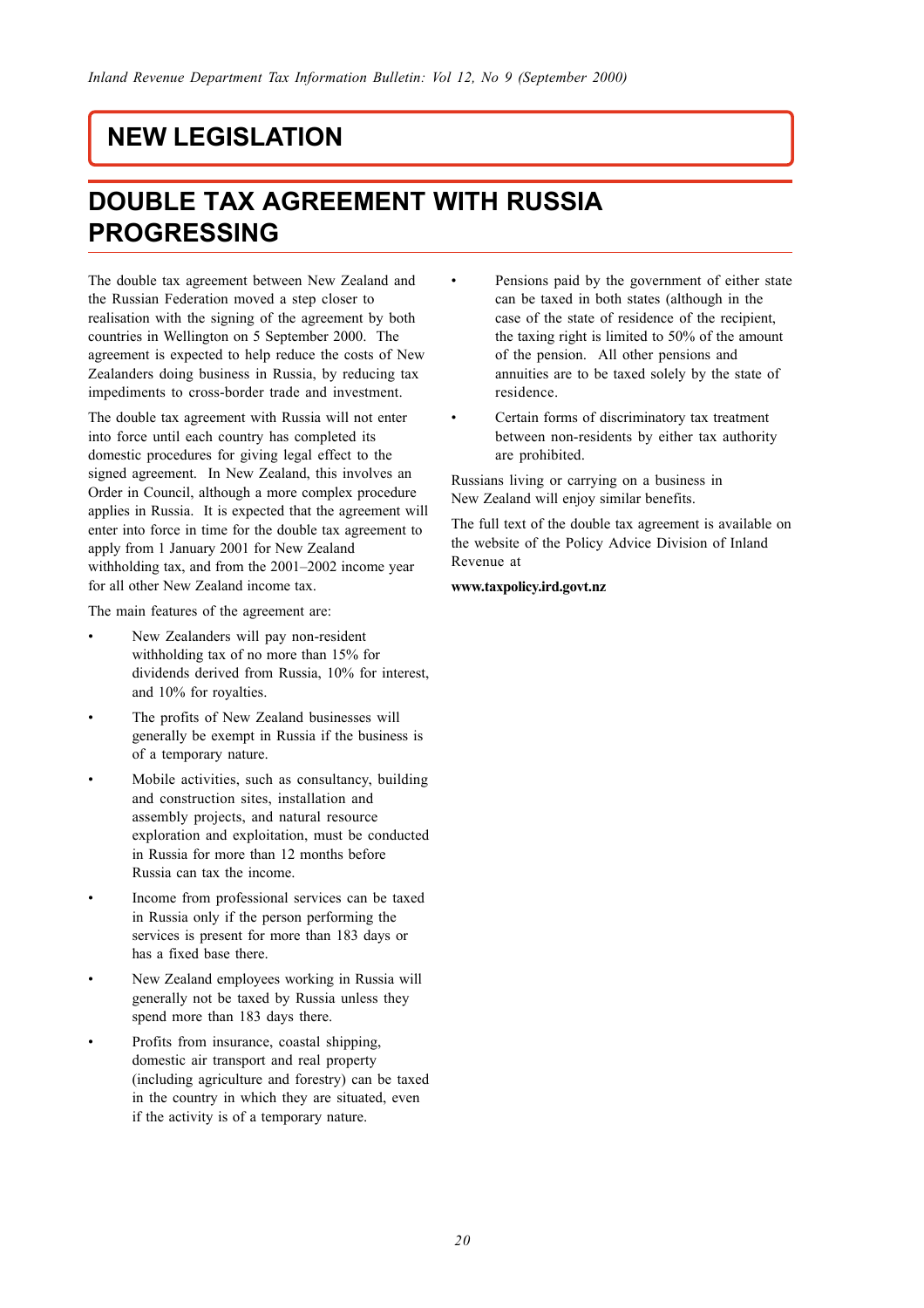# NEW LEGISLATION

## DOUBLE TAX AGREEMENT WITH RUSSIA PROGRESSING

The double tax agreement between New Zealand and the Russian Federation moved a step closer to realisation with the signing of the agreement by both countries in Wellington on 5 September 2000. The agreement is expected to help reduce the costs of New Zealanders doing business in Russia, by reducing tax impediments to cross-border trade and investment.

The double tax agreement with Russia will not enter into force until each country has completed its domestic procedures for giving legal effect to the signed agreement. In New Zealand, this involves an Order in Council, although a more complex procedure applies in Russia. It is expected that the agreement will enter into force in time for the double tax agreement to apply from 1 January 2001 for New Zealand withholding tax, and from the 2001–2002 income year for all other New Zealand income tax.

The main features of the agreement are:

- New Zealanders will pay non-resident withholding tax of no more than 15% for dividends derived from Russia, 10% for interest, and 10% for royalties.
- The profits of New Zealand businesses will generally be exempt in Russia if the business is of a temporary nature.
- Mobile activities, such as consultancy, building and construction sites, installation and assembly projects, and natural resource exploration and exploitation, must be conducted in Russia for more than 12 months before Russia can tax the income.
- Income from professional services can be taxed in Russia only if the person performing the services is present for more than 183 days or has a fixed base there.
- New Zealand employees working in Russia will generally not be taxed by Russia unless they spend more than 183 days there.
- Profits from insurance, coastal shipping, domestic air transport and real property (including agriculture and forestry) can be taxed in the country in which they are situated, even if the activity is of a temporary nature.
- Pensions paid by the government of either state can be taxed in both states (although in the case of the state of residence of the recipient, the taxing right is limited to 50% of the amount of the pension. All other pensions and annuities are to be taxed solely by the state of residence.
- Certain forms of discriminatory tax treatment between non-residents by either tax authority are prohibited.

Russians living or carrying on a business in New Zealand will enjoy similar benefits.

The full text of the double tax agreement is available on the website of the Policy Advice Division of Inland Revenue at

**www.taxpolicy.ird.govt.nz**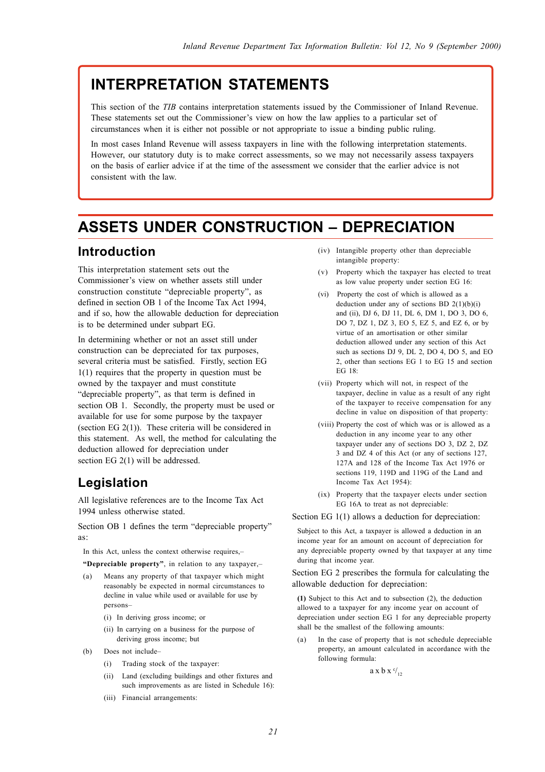# INTERPRETATION STATEMENTS

This section of the *TIB* contains interpretation statements issued by the Commissioner of Inland Revenue. These statements set out the Commissioner's view on how the law applies to a particular set of circumstances when it is either not possible or not appropriate to issue a binding public ruling.

In most cases Inland Revenue will assess taxpayers in line with the following interpretation statements. However, our statutory duty is to make correct assessments, so we may not necessarily assess taxpayers on the basis of earlier advice if at the time of the assessment we consider that the earlier advice is not consistent with the law.

# ASSETS UNDER CONSTRUCTION – DEPRECIATION

## Introduction

This interpretation statement sets out the Commissioner's view on whether assets still under construction constitute "depreciable property", as defined in section OB 1 of the Income Tax Act 1994, and if so, how the allowable deduction for depreciation is to be determined under subpart EG.

In determining whether or not an asset still under construction can be depreciated for tax purposes, several criteria must be satisfied. Firstly, section EG 1(1) requires that the property in question must be owned by the taxpayer and must constitute "depreciable property", as that term is defined in section OB 1. Secondly, the property must be used or available for use for some purpose by the taxpayer (section EG 2(1)). These criteria will be considered in this statement. As well, the method for calculating the deduction allowed for depreciation under section EG 2(1) will be addressed.

## Legislation

All legislative references are to the Income Tax Act 1994 unless otherwise stated.

Section OB 1 defines the term "depreciable property" as:

> In this Act, unless the context otherwise requires,–
>
> **"Depreciable property"**, in relation to any taxpayer,–
>
> (a) Means any property of that taxpayer which might reasonably be expected in normal circumstances to decline in value while used or available for use by persons–
>
> (i) In deriving gross income; or
>
> (ii) In carrying on a business for the purpose of deriving gross income; but
>
> (b) Does not include–
>
> (i) Trading stock of the taxpayer:
>
> (ii) Land (excluding buildings and other fixtures and such improvements as are listed in Schedule 16):
>
> (iii) Financial arrangements:
>
> (iv) Intangible property other than depreciable intangible property:
>
> (v) Property which the taxpayer has elected to treat as low value property under section EG 16:
>
> (vi) Property the cost of which is allowed as a deduction under any of sections BD 2(1)(b)(i) and (ii), DJ 6, DJ 11, DL 6, DM 1, DO 3, DO 6, DO 7, DZ 1, DZ 3, EO 5, EZ 5, and EZ 6, or by virtue of an amortisation or other similar deduction allowed under any section of this Act such as sections DJ 9, DL 2, DO 4, DO 5, and EO 2, other than sections EG 1 to EG 15 and section EG 18:
>
> (vii) Property which will not, in respect of the taxpayer, decline in value as a result of any right of the taxpayer to receive compensation for any decline in value on disposition of that property:
>
> (viii) Property the cost of which was or is allowed as a deduction in any income year to any other taxpayer under any of sections DO 3, DZ 2, DZ 3 and DZ 4 of this Act (or any of sections 127, 127A and 128 of the Income Tax Act 1976 or sections 119, 119D and 119G of the Land and Income Tax Act 1954):
>
> (ix) Property that the taxpayer elects under section EG 16A to treat as not depreciable:

Section EG 1(1) allows a deduction for depreciation:

> Subject to this Act, a taxpayer is allowed a deduction in an income year for an amount on account of depreciation for any depreciable property owned by that taxpayer at any time during that income year.

Section EG 2 prescribes the formula for calculating the allowable deduction for depreciation:

> **(1)** Subject to this Act and to subsection (2), the deduction allowed to a taxpayer for any income year on account of depreciation under section EG 1 for any depreciable property shall be the smallest of the following amounts:
>
> (a) In the case of property that is not schedule depreciable property, an amount calculated in accordance with the following formula:
>
> $$a \times b \times {}^{c}/_{12}$$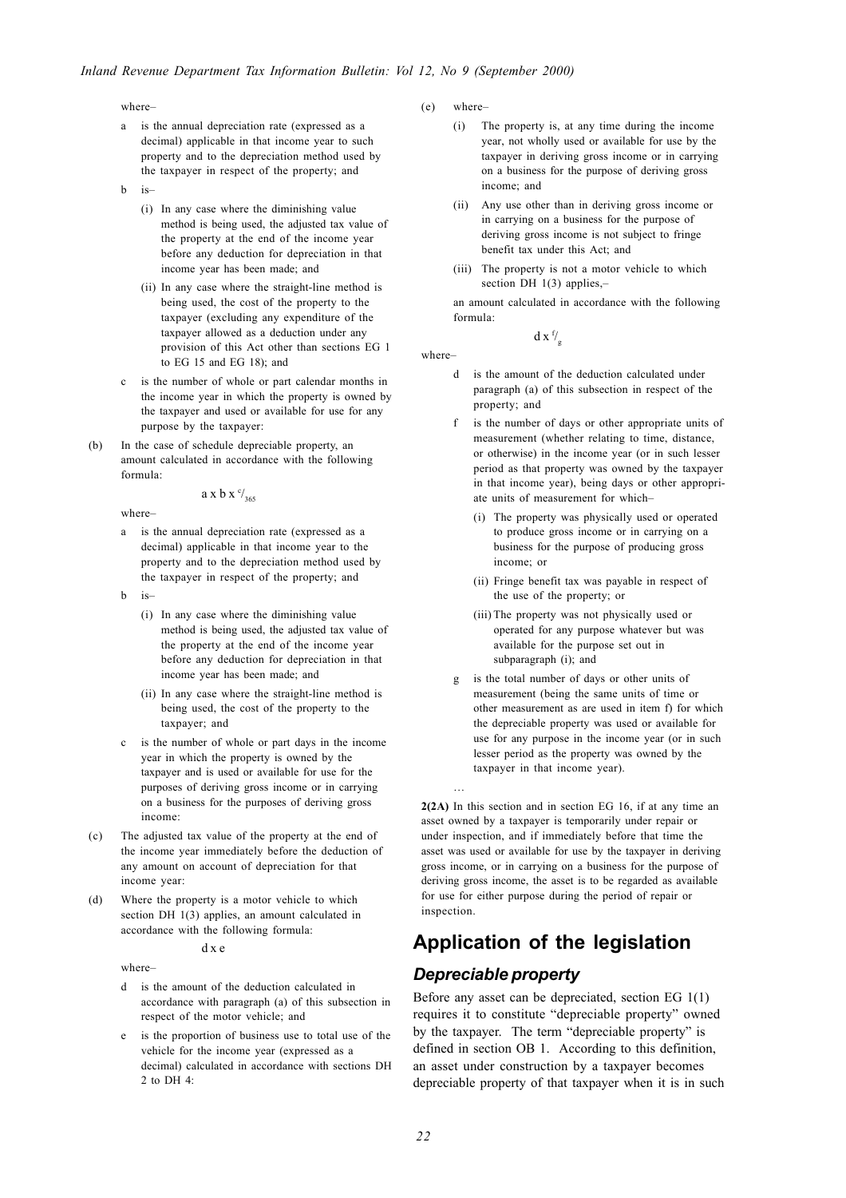where–

- a is the annual depreciation rate (expressed as a decimal) applicable in that income year to such property and to the depreciation method used by the taxpayer in respect of the property; and
- b is–
  - (i) In any case where the diminishing value method is being used, the adjusted tax value of the property at the end of the income year before any deduction for depreciation in that income year has been made; and
  - (ii) In any case where the straight-line method is being used, the cost of the property to the taxpayer (excluding any expenditure of the taxpayer allowed as a deduction under any provision of this Act other than sections EG 1 to EG 15 and EG 18); and
- c is the number of whole or part calendar months in the income year in which the property is owned by the taxpayer and used or available for use for any purpose by the taxpayer:

(b) In the case of schedule depreciable property, an amount calculated in accordance with the following formula:

$$a \times b \times {}^{c}/_{365}$$

where–

- a is the annual depreciation rate (expressed as a decimal) applicable in that income year to the property and to the depreciation method used by the taxpayer in respect of the property; and
- b is–
  - (i) In any case where the diminishing value method is being used, the adjusted tax value of the property at the end of the income year before any deduction for depreciation in that income year has been made; and
  - (ii) In any case where the straight-line method is being used, the cost of the property to the taxpayer; and
- c is the number of whole or part days in the income year in which the property is owned by the taxpayer and is used or available for use for the purposes of deriving gross income or in carrying on a business for the purposes of deriving gross income:

(c) The adjusted tax value of the property at the end of the income year immediately before the deduction of any amount on account of depreciation for that income year:

(d) Where the property is a motor vehicle to which section DH 1(3) applies, an amount calculated in accordance with the following formula:

$$d \times e$$

where–

- d is the amount of the deduction calculated in accordance with paragraph (a) of this subsection in respect of the motor vehicle; and
- e is the proportion of business use to total use of the vehicle for the income year (expressed as a decimal) calculated in accordance with sections DH 2 to DH 4:

(e) where–

- (i) The property is, at any time during the income year, not wholly used or available for use by the taxpayer in deriving gross income or in carrying on a business for the purpose of deriving gross income; and
- (ii) Any use other than in deriving gross income or in carrying on a business for the purpose of deriving gross income is not subject to fringe benefit tax under this Act; and
- (iii) The property is not a motor vehicle to which section DH 1(3) applies,–

an amount calculated in accordance with the following formula:

$$d \times {}^{f}/_{g}$$

where–

- d is the amount of the deduction calculated under paragraph (a) of this subsection in respect of the property; and
- f is the number of days or other appropriate units of measurement (whether relating to time, distance, or otherwise) in the income year (or in such lesser period as that property was owned by the taxpayer in that income year), being days or other appropriate units of measurement for which–
  - (i) The property was physically used or operated to produce gross income or in carrying on a business for the purpose of producing gross income; or
  - (ii) Fringe benefit tax was payable in respect of the use of the property; or
  - (iii) The property was not physically used or operated for any purpose whatever but was available for the purpose set out in subparagraph (i); and
- g is the total number of days or other units of measurement (being the same units of time or other measurement as are used in item f) for which the depreciable property was used or available for use for any purpose in the income year (or in such lesser period as the property was owned by the taxpayer in that income year).

…

**2(2A)** In this section and in section EG 16, if at any time an asset owned by a taxpayer is temporarily under repair or under inspection, and if immediately before that time the asset was used or available for use by the taxpayer in deriving gross income, or in carrying on a business for the purpose of deriving gross income, the asset is to be regarded as available for use for either purpose during the period of repair or inspection.

## Application of the legislation

### *Depreciable property*

Before any asset can be depreciated, section EG 1(1) requires it to constitute "depreciable property" owned by the taxpayer. The term "depreciable property" is defined in section OB 1. According to this definition, an asset under construction by a taxpayer becomes depreciable property of that taxpayer when it is in such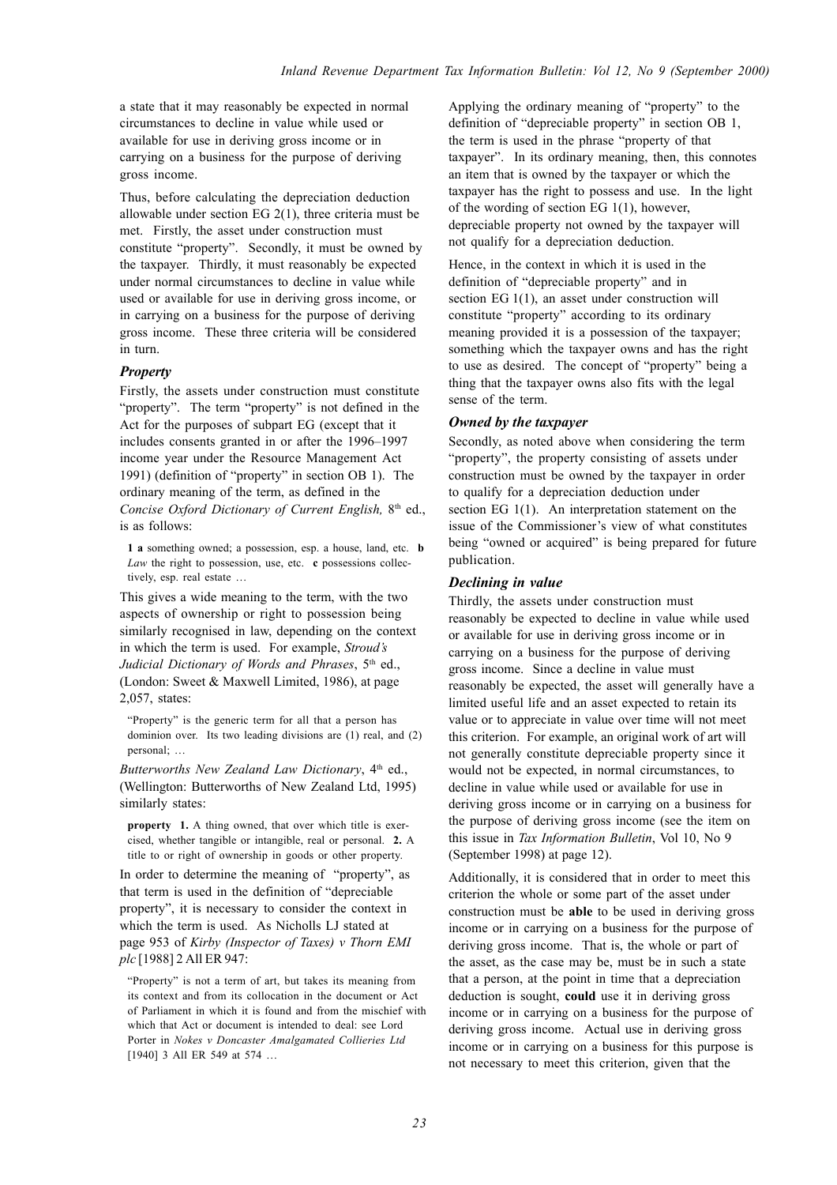a state that it may reasonably be expected in normal circumstances to decline in value while used or available for use in deriving gross income or in carrying on a business for the purpose of deriving gross income.

Thus, before calculating the depreciation deduction allowable under section EG 2(1), three criteria must be met. Firstly, the asset under construction must constitute "property". Secondly, it must be owned by the taxpayer. Thirdly, it must reasonably be expected under normal circumstances to decline in value while used or available for use in deriving gross income, or in carrying on a business for the purpose of deriving gross income. These three criteria will be considered in turn.

### *Property*

Firstly, the assets under construction must constitute "property". The term "property" is not defined in the Act for the purposes of subpart EG (except that it includes consents granted in or after the 1996–1997 income year under the Resource Management Act 1991) (definition of "property" in section OB 1). The ordinary meaning of the term, as defined in the *Concise Oxford Dictionary of Current English,* 8th ed., is as follows:

> **1 a** something owned; a possession, esp. a house, land, etc. **b** *Law* the right to possession, use, etc. **c** possessions collectively, esp. real estate …

This gives a wide meaning to the term, with the two aspects of ownership or right to possession being similarly recognised in law, depending on the context in which the term is used. For example, *Stroud's Judicial Dictionary of Words and Phrases*, 5th ed., (London: Sweet & Maxwell Limited, 1986), at page 2,057, states:

> "Property" is the generic term for all that a person has dominion over. Its two leading divisions are (1) real, and (2) personal; …

*Butterworths New Zealand Law Dictionary*, 4th ed., (Wellington: Butterworths of New Zealand Ltd, 1995) similarly states:

> **property 1.** A thing owned, that over which title is exercised, whether tangible or intangible, real or personal. **2.** A title to or right of ownership in goods or other property.

In order to determine the meaning of "property", as that term is used in the definition of "depreciable property", it is necessary to consider the context in which the term is used. As Nicholls LJ stated at page 953 of *Kirby (Inspector of Taxes) v Thorn EMI plc* [1988] 2 All ER 947:

> "Property" is not a term of art, but takes its meaning from its context and from its collocation in the document or Act of Parliament in which it is found and from the mischief with which that Act or document is intended to deal: see Lord Porter in *Nokes v Doncaster Amalgamated Collieries Ltd* [1940] 3 All ER 549 at 574 …

Applying the ordinary meaning of "property" to the definition of "depreciable property" in section OB 1, the term is used in the phrase "property of that taxpayer". In its ordinary meaning, then, this connotes an item that is owned by the taxpayer or which the taxpayer has the right to possess and use. In the light of the wording of section EG 1(1), however, depreciable property not owned by the taxpayer will not qualify for a depreciation deduction.

Hence, in the context in which it is used in the definition of "depreciable property" and in section EG 1(1), an asset under construction will constitute "property" according to its ordinary meaning provided it is a possession of the taxpayer; something which the taxpayer owns and has the right to use as desired. The concept of "property" being a thing that the taxpayer owns also fits with the legal sense of the term.

### *Owned by the taxpayer*

Secondly, as noted above when considering the term "property", the property consisting of assets under construction must be owned by the taxpayer in order to qualify for a depreciation deduction under section EG 1(1). An interpretation statement on the issue of the Commissioner's view of what constitutes being "owned or acquired" is being prepared for future publication.

### *Declining in value*

Thirdly, the assets under construction must reasonably be expected to decline in value while used or available for use in deriving gross income or in carrying on a business for the purpose of deriving gross income. Since a decline in value must reasonably be expected, the asset will generally have a limited useful life and an asset expected to retain its value or to appreciate in value over time will not meet this criterion. For example, an original work of art will not generally constitute depreciable property since it would not be expected, in normal circumstances, to decline in value while used or available for use in deriving gross income or in carrying on a business for the purpose of deriving gross income (see the item on this issue in *Tax Information Bulletin*, Vol 10, No 9 (September 1998) at page 12).

Additionally, it is considered that in order to meet this criterion the whole or some part of the asset under construction must be **able** to be used in deriving gross income or in carrying on a business for the purpose of deriving gross income. That is, the whole or part of the asset, as the case may be, must be in such a state that a person, at the point in time that a depreciation deduction is sought, **could** use it in deriving gross income or in carrying on a business for the purpose of deriving gross income. Actual use in deriving gross income or in carrying on a business for this purpose is not necessary to meet this criterion, given that the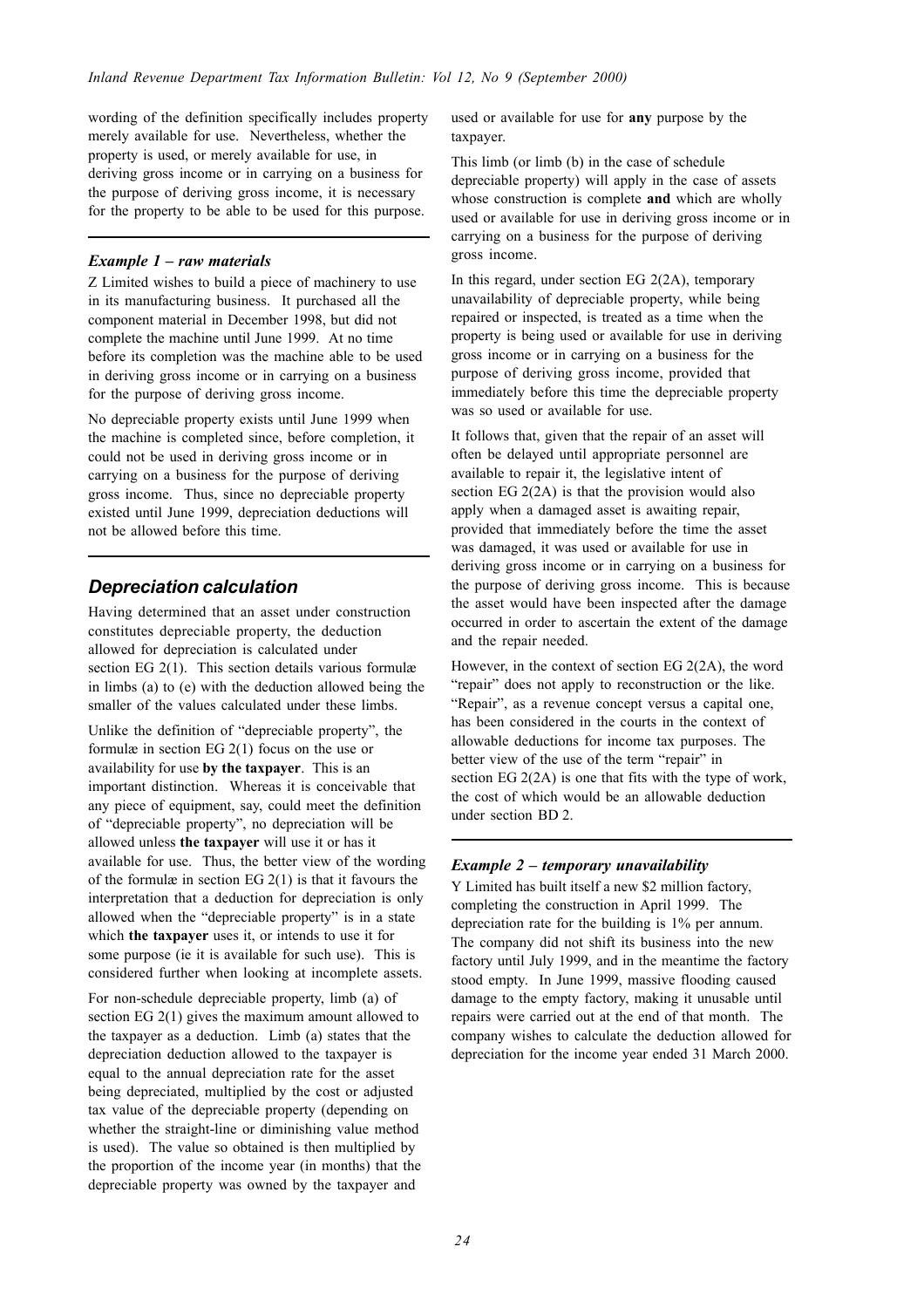wording of the definition specifically includes property merely available for use. Nevertheless, whether the property is used, or merely available for use, in deriving gross income or in carrying on a business for the purpose of deriving gross income, it is necessary for the property to be able to be used for this purpose.

---

### *Example 1 – raw materials*

Z Limited wishes to build a piece of machinery to use in its manufacturing business. It purchased all the component material in December 1998, but did not complete the machine until June 1999. At no time before its completion was the machine able to be used in deriving gross income or in carrying on a business for the purpose of deriving gross income.

No depreciable property exists until June 1999 when the machine is completed since, before completion, it could not be used in deriving gross income or in carrying on a business for the purpose of deriving gross income. Thus, since no depreciable property existed until June 1999, depreciation deductions will not be allowed before this time.

---

## *Depreciation calculation*

Having determined that an asset under construction constitutes depreciable property, the deduction allowed for depreciation is calculated under section EG 2(1). This section details various formulæ in limbs (a) to (e) with the deduction allowed being the smaller of the values calculated under these limbs.

Unlike the definition of "depreciable property", the formulæ in section EG 2(1) focus on the use or availability for use **by the taxpayer**. This is an important distinction. Whereas it is conceivable that any piece of equipment, say, could meet the definition of "depreciable property", no depreciation will be allowed unless **the taxpayer** will use it or has it available for use. Thus, the better view of the wording of the formulæ in section EG 2(1) is that it favours the interpretation that a deduction for depreciation is only allowed when the "depreciable property" is in a state which **the taxpayer** uses it, or intends to use it for some purpose (ie it is available for such use). This is considered further when looking at incomplete assets.

For non-schedule depreciable property, limb (a) of section EG 2(1) gives the maximum amount allowed to the taxpayer as a deduction. Limb (a) states that the depreciation deduction allowed to the taxpayer is equal to the annual depreciation rate for the asset being depreciated, multiplied by the cost or adjusted tax value of the depreciable property (depending on whether the straight-line or diminishing value method is used). The value so obtained is then multiplied by the proportion of the income year (in months) that the depreciable property was owned by the taxpayer and used or available for use for **any** purpose by the taxpayer.

This limb (or limb (b) in the case of schedule depreciable property) will apply in the case of assets whose construction is complete **and** which are wholly used or available for use in deriving gross income or in carrying on a business for the purpose of deriving gross income.

In this regard, under section EG 2(2A), temporary unavailability of depreciable property, while being repaired or inspected, is treated as a time when the property is being used or available for use in deriving gross income or in carrying on a business for the purpose of deriving gross income, provided that immediately before this time the depreciable property was so used or available for use.

It follows that, given that the repair of an asset will often be delayed until appropriate personnel are available to repair it, the legislative intent of section EG 2(2A) is that the provision would also apply when a damaged asset is awaiting repair, provided that immediately before the time the asset was damaged, it was used or available for use in deriving gross income or in carrying on a business for the purpose of deriving gross income. This is because the asset would have been inspected after the damage occurred in order to ascertain the extent of the damage and the repair needed.

However, in the context of section EG 2(2A), the word "repair" does not apply to reconstruction or the like. "Repair", as a revenue concept versus a capital one, has been considered in the courts in the context of allowable deductions for income tax purposes. The better view of the use of the term "repair" in section EG 2(2A) is one that fits with the type of work, the cost of which would be an allowable deduction under section BD 2.

---

### *Example 2 – temporary unavailability*

Y Limited has built itself a new $2 million factory, completing the construction in April 1999. The depreciation rate for the building is 1% per annum. The company did not shift its business into the new factory until July 1999, and in the meantime the factory stood empty. In June 1999, massive flooding caused damage to the empty factory, making it unusable until repairs were carried out at the end of that month. The company wishes to calculate the deduction allowed for depreciation for the income year ended 31 March 2000.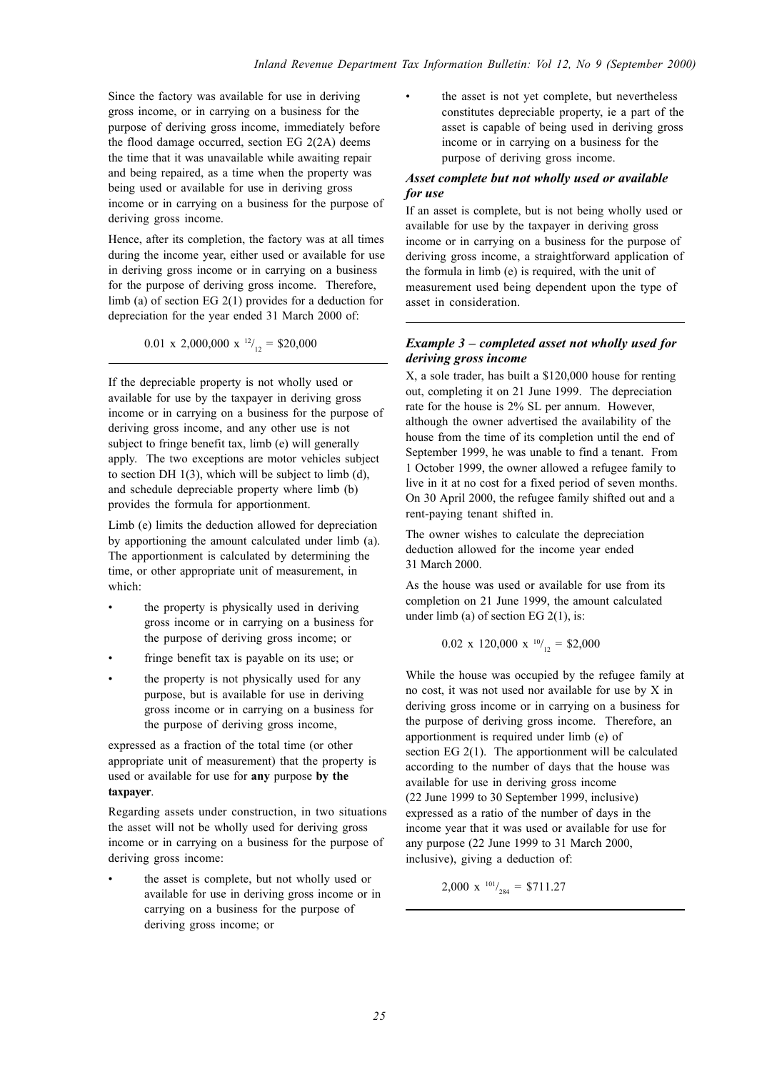Since the factory was available for use in deriving gross income, or in carrying on a business for the purpose of deriving gross income, immediately before the flood damage occurred, section EG 2(2A) deems the time that it was unavailable while awaiting repair and being repaired, as a time when the property was being used or available for use in deriving gross income or in carrying on a business for the purpose of deriving gross income.

Hence, after its completion, the factory was at all times during the income year, either used or available for use in deriving gross income or in carrying on a business for the purpose of deriving gross income. Therefore, limb (a) of section EG 2(1) provides for a deduction for depreciation for the year ended 31 March 2000 of:

$$0.01 \times 2{,}000{,}000 \times {}^{12}/_{12} = \$20{,}000$$

---

If the depreciable property is not wholly used or available for use by the taxpayer in deriving gross income or in carrying on a business for the purpose of deriving gross income, and any other use is not subject to fringe benefit tax, limb (e) will generally apply. The two exceptions are motor vehicles subject to section DH 1(3), which will be subject to limb (d), and schedule depreciable property where limb (b) provides the formula for apportionment.

Limb (e) limits the deduction allowed for depreciation by apportioning the amount calculated under limb (a). The apportionment is calculated by determining the time, or other appropriate unit of measurement, in which:

- the property is physically used in deriving gross income or in carrying on a business for the purpose of deriving gross income; or
- fringe benefit tax is payable on its use; or
- the property is not physically used for any purpose, but is available for use in deriving gross income or in carrying on a business for the purpose of deriving gross income,

expressed as a fraction of the total time (or other appropriate unit of measurement) that the property is used or available for use for **any** purpose **by the taxpayer**.

Regarding assets under construction, in two situations the asset will not be wholly used for deriving gross income or in carrying on a business for the purpose of deriving gross income:

- the asset is complete, but not wholly used or available for use in deriving gross income or in carrying on a business for the purpose of deriving gross income; or
- the asset is not yet complete, but nevertheless constitutes depreciable property, ie a part of the asset is capable of being used in deriving gross income or in carrying on a business for the purpose of deriving gross income.

### *Asset complete but not wholly used or available for use*

If an asset is complete, but is not being wholly used or available for use by the taxpayer in deriving gross income or in carrying on a business for the purpose of deriving gross income, a straightforward application of the formula in limb (e) is required, with the unit of measurement used being dependent upon the type of asset in consideration.

---

### *Example 3 – completed asset not wholly used for deriving gross income*

X, a sole trader, has built a \$120,000 house for renting out, completing it on 21 June 1999. The depreciation rate for the house is 2% SL per annum. However, although the owner advertised the availability of the house from the time of its completion until the end of September 1999, he was unable to find a tenant. From 1 October 1999, the owner allowed a refugee family to live in it at no cost for a fixed period of seven months. On 30 April 2000, the refugee family shifted out and a rent-paying tenant shifted in.

The owner wishes to calculate the depreciation deduction allowed for the income year ended 31 March 2000.

As the house was used or available for use from its completion on 21 June 1999, the amount calculated under limb (a) of section EG 2(1), is:

$$0.02 \times 120{,}000 \times {}^{10}/_{12} = \$2{,}000$$

While the house was occupied by the refugee family at no cost, it was not used nor available for use by X in deriving gross income or in carrying on a business for the purpose of deriving gross income. Therefore, an apportionment is required under limb (e) of section EG 2(1). The apportionment will be calculated according to the number of days that the house was available for use in deriving gross income (22 June 1999 to 30 September 1999, inclusive) expressed as a ratio of the number of days in the income year that it was used or available for use for any purpose (22 June 1999 to 31 March 2000, inclusive), giving a deduction of:

$$2{,}000 \times {}^{101}/_{284} = \$711.27$$

---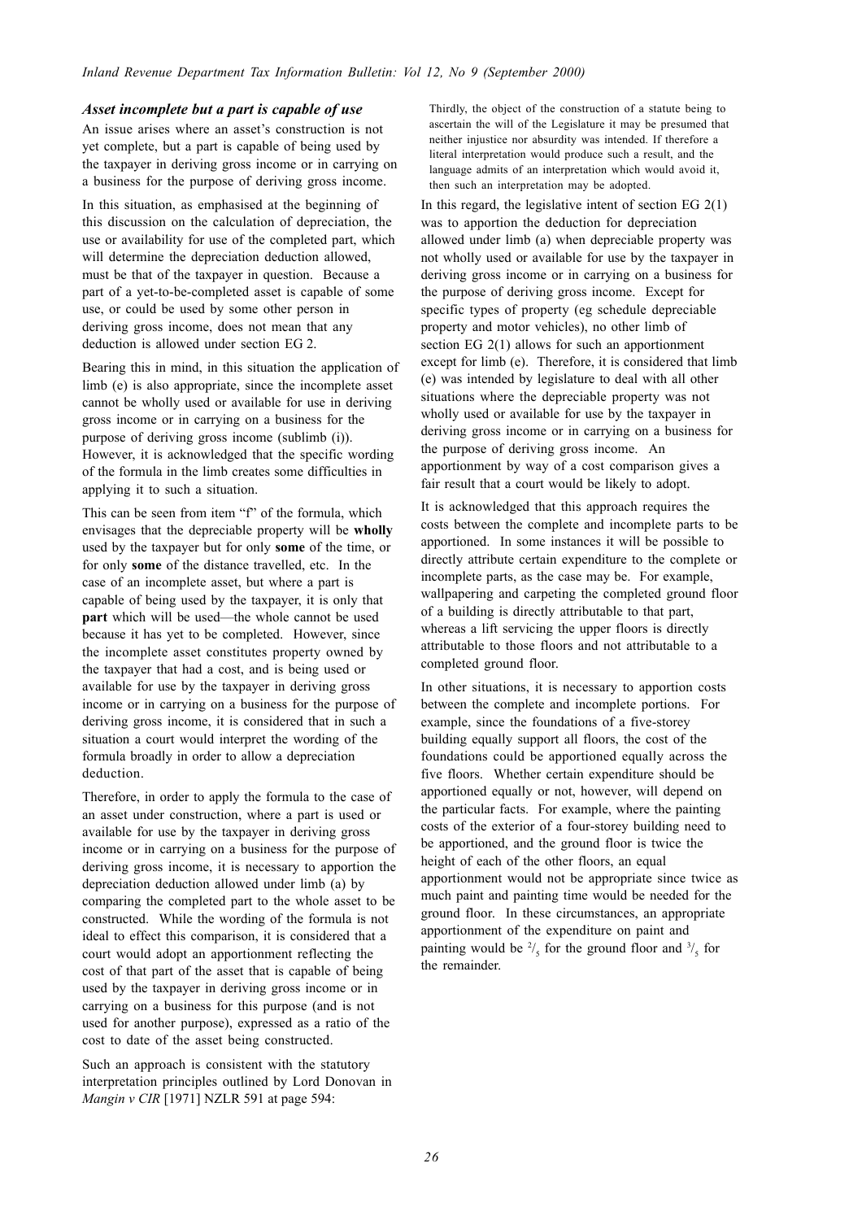### *Asset incomplete but a part is capable of use*

An issue arises where an asset's construction is not yet complete, but a part is capable of being used by the taxpayer in deriving gross income or in carrying on a business for the purpose of deriving gross income.

In this situation, as emphasised at the beginning of this discussion on the calculation of depreciation, the use or availability for use of the completed part, which will determine the depreciation deduction allowed, must be that of the taxpayer in question. Because a part of a yet-to-be-completed asset is capable of some use, or could be used by some other person in deriving gross income, does not mean that any deduction is allowed under section EG 2.

Bearing this in mind, in this situation the application of limb (e) is also appropriate, since the incomplete asset cannot be wholly used or available for use in deriving gross income or in carrying on a business for the purpose of deriving gross income (sublimb (i)). However, it is acknowledged that the specific wording of the formula in the limb creates some difficulties in applying it to such a situation.

This can be seen from item "f" of the formula, which envisages that the depreciable property will be **wholly** used by the taxpayer but for only **some** of the time, or for only **some** of the distance travelled, etc. In the case of an incomplete asset, but where a part is capable of being used by the taxpayer, it is only that **part** which will be used—the whole cannot be used because it has yet to be completed. However, since the incomplete asset constitutes property owned by the taxpayer that had a cost, and is being used or available for use by the taxpayer in deriving gross income or in carrying on a business for the purpose of deriving gross income, it is considered that in such a situation a court would interpret the wording of the formula broadly in order to allow a depreciation deduction.

Therefore, in order to apply the formula to the case of an asset under construction, where a part is used or available for use by the taxpayer in deriving gross income or in carrying on a business for the purpose of deriving gross income, it is necessary to apportion the depreciation deduction allowed under limb (a) by comparing the completed part to the whole asset to be constructed. While the wording of the formula is not ideal to effect this comparison, it is considered that a court would adopt an apportionment reflecting the cost of that part of the asset that is capable of being used by the taxpayer in deriving gross income or in carrying on a business for this purpose (and is not used for another purpose), expressed as a ratio of the cost to date of the asset being constructed.

Such an approach is consistent with the statutory interpretation principles outlined by Lord Donovan in *Mangin v CIR* [1971] NZLR 591 at page 594:

> Thirdly, the object of the construction of a statute being to ascertain the will of the Legislature it may be presumed that neither injustice nor absurdity was intended. If therefore a literal interpretation would produce such a result, and the language admits of an interpretation which would avoid it, then such an interpretation may be adopted.

In this regard, the legislative intent of section EG 2(1) was to apportion the deduction for depreciation allowed under limb (a) when depreciable property was not wholly used or available for use by the taxpayer in deriving gross income or in carrying on a business for the purpose of deriving gross income. Except for specific types of property (eg schedule depreciable property and motor vehicles), no other limb of section EG 2(1) allows for such an apportionment except for limb (e). Therefore, it is considered that limb (e) was intended by legislature to deal with all other situations where the depreciable property was not wholly used or available for use by the taxpayer in deriving gross income or in carrying on a business for the purpose of deriving gross income. An apportionment by way of a cost comparison gives a fair result that a court would be likely to adopt.

It is acknowledged that this approach requires the costs between the complete and incomplete parts to be apportioned. In some instances it will be possible to directly attribute certain expenditure to the complete or incomplete parts, as the case may be. For example, wallpapering and carpeting the completed ground floor of a building is directly attributable to that part, whereas a lift servicing the upper floors is directly attributable to those floors and not attributable to a completed ground floor.

In other situations, it is necessary to apportion costs between the complete and incomplete portions. For example, since the foundations of a five-storey building equally support all floors, the cost of the foundations could be apportioned equally across the five floors. Whether certain expenditure should be apportioned equally or not, however, will depend on the particular facts. For example, where the painting costs of the exterior of a four-storey building need to be apportioned, and the ground floor is twice the height of each of the other floors, an equal apportionment would not be appropriate since twice as much paint and painting time would be needed for the ground floor. In these circumstances, an appropriate apportionment of the expenditure on paint and painting would be $^2/_5$ for the ground floor and $^3/_5$ for the remainder.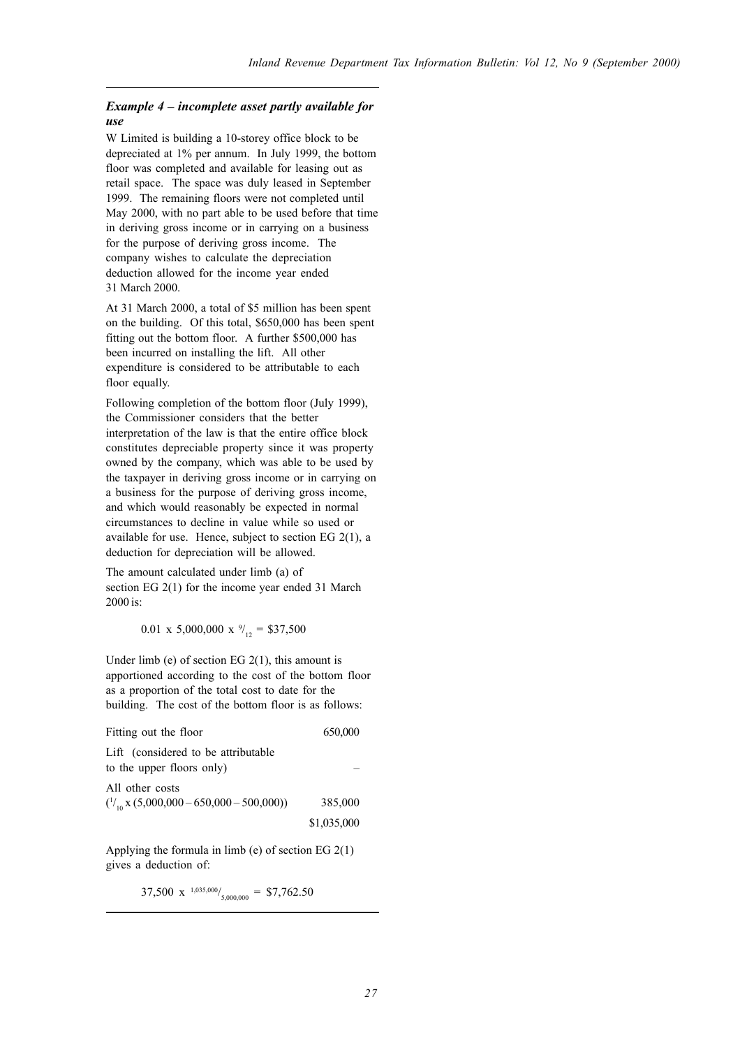### *Example 4 – incomplete asset partly available for use*

W Limited is building a 10-storey office block to be depreciated at 1% per annum. In July 1999, the bottom floor was completed and available for leasing out as retail space. The space was duly leased in September 1999. The remaining floors were not completed until May 2000, with no part able to be used before that time in deriving gross income or in carrying on a business for the purpose of deriving gross income. The company wishes to calculate the depreciation deduction allowed for the income year ended 31 March 2000.

At 31 March 2000, a total of $5 million has been spent on the building. Of this total, $650,000 has been spent fitting out the bottom floor. A further $500,000 has been incurred on installing the lift. All other expenditure is considered to be attributable to each floor equally.

Following completion of the bottom floor (July 1999), the Commissioner considers that the better interpretation of the law is that the entire office block constitutes depreciable property since it was property owned by the company, which was able to be used by the taxpayer in deriving gross income or in carrying on a business for the purpose of deriving gross income, and which would reasonably be expected in normal circumstances to decline in value while so used or available for use. Hence, subject to section EG 2(1), a deduction for depreciation will be allowed.

The amount calculated under limb (a) of section EG 2(1) for the income year ended 31 March 2000 is:

$$0.01 \times 5{,}000{,}000 \times {}^{9}/_{12} = \$37{,}500$$

Under limb (e) of section EG 2(1), this amount is apportioned according to the cost of the bottom floor as a proportion of the total cost to date for the building. The cost of the bottom floor is as follows:

| | |
|---|---|
| Fitting out the floor | 650,000 |
| Lift (considered to be attributable to the upper floors only) | – |
| All other costs $({}^{1}/_{10} \times (5{,}000{,}000 - 650{,}000 - 500{,}000))$ | 385,000 |
| | $1,035,000 |

Applying the formula in limb (e) of section EG 2(1) gives a deduction of:

$$37{,}500 \times {}^{1{,}035{,}000}/_{5{,}000{,}000} = \$7{,}762.50$$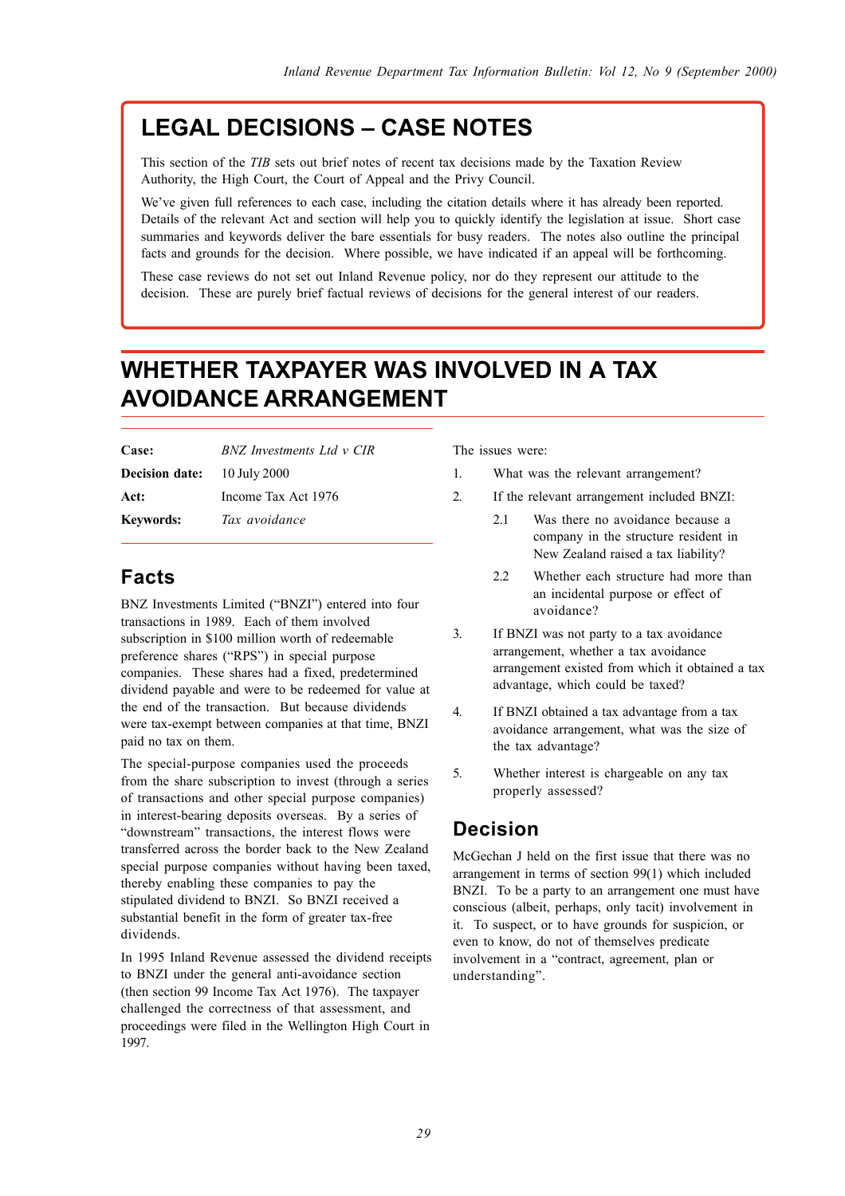# LEGAL DECISIONS – CASE NOTES

This section of the *TIB* sets out brief notes of recent tax decisions made by the Taxation Review Authority, the High Court, the Court of Appeal and the Privy Council.

We've given full references to each case, including the citation details where it has already been reported. Details of the relevant Act and section will help you to quickly identify the legislation at issue. Short case summaries and keywords deliver the bare essentials for busy readers. The notes also outline the principal facts and grounds for the decision. Where possible, we have indicated if an appeal will be forthcoming.

These case reviews do not set out Inland Revenue policy, nor do they represent our attitude to the decision. These are purely brief factual reviews of decisions for the general interest of our readers.

# WHETHER TAXPAYER WAS INVOLVED IN A TAX AVOIDANCE ARRANGEMENT

| | |
|---|---|
| **Case:** | *BNZ Investments Ltd v CIR* |
| **Decision date:** | 10 July 2000 |
| **Act:** | Income Tax Act 1976 |
| **Keywords:** | *Tax avoidance* |

## Facts

BNZ Investments Limited ("BNZI") entered into four transactions in 1989. Each of them involved subscription in $100 million worth of redeemable preference shares ("RPS") in special purpose companies. These shares had a fixed, predetermined dividend payable and were to be redeemed for value at the end of the transaction. But because dividends were tax-exempt between companies at that time, BNZI paid no tax on them.

The special-purpose companies used the proceeds from the share subscription to invest (through a series of transactions and other special purpose companies) in interest-bearing deposits overseas. By a series of "downstream" transactions, the interest flows were transferred across the border back to the New Zealand special purpose companies without having been taxed, thereby enabling these companies to pay the stipulated dividend to BNZI. So BNZI received a substantial benefit in the form of greater tax-free dividends.

In 1995 Inland Revenue assessed the dividend receipts to BNZI under the general anti-avoidance section (then section 99 Income Tax Act 1976). The taxpayer challenged the correctness of that assessment, and proceedings were filed in the Wellington High Court in 1997.

The issues were:

1. What was the relevant arrangement?
2. If the relevant arrangement included BNZI:
   - 2.1 Was there no avoidance because a company in the structure resident in New Zealand raised a tax liability?
   - 2.2 Whether each structure had more than an incidental purpose or effect of avoidance?
3. If BNZI was not party to a tax avoidance arrangement, whether a tax avoidance arrangement existed from which it obtained a tax advantage, which could be taxed?
4. If BNZI obtained a tax advantage from a tax avoidance arrangement, what was the size of the tax advantage?
5. Whether interest is chargeable on any tax properly assessed?

## Decision

McGechan J held on the first issue that there was no arrangement in terms of section 99(1) which included BNZI. To be a party to an arrangement one must have conscious (albeit, perhaps, only tacit) involvement in it. To suspect, or to have grounds for suspicion, or even to know, do not of themselves predicate involvement in a "contract, agreement, plan or understanding".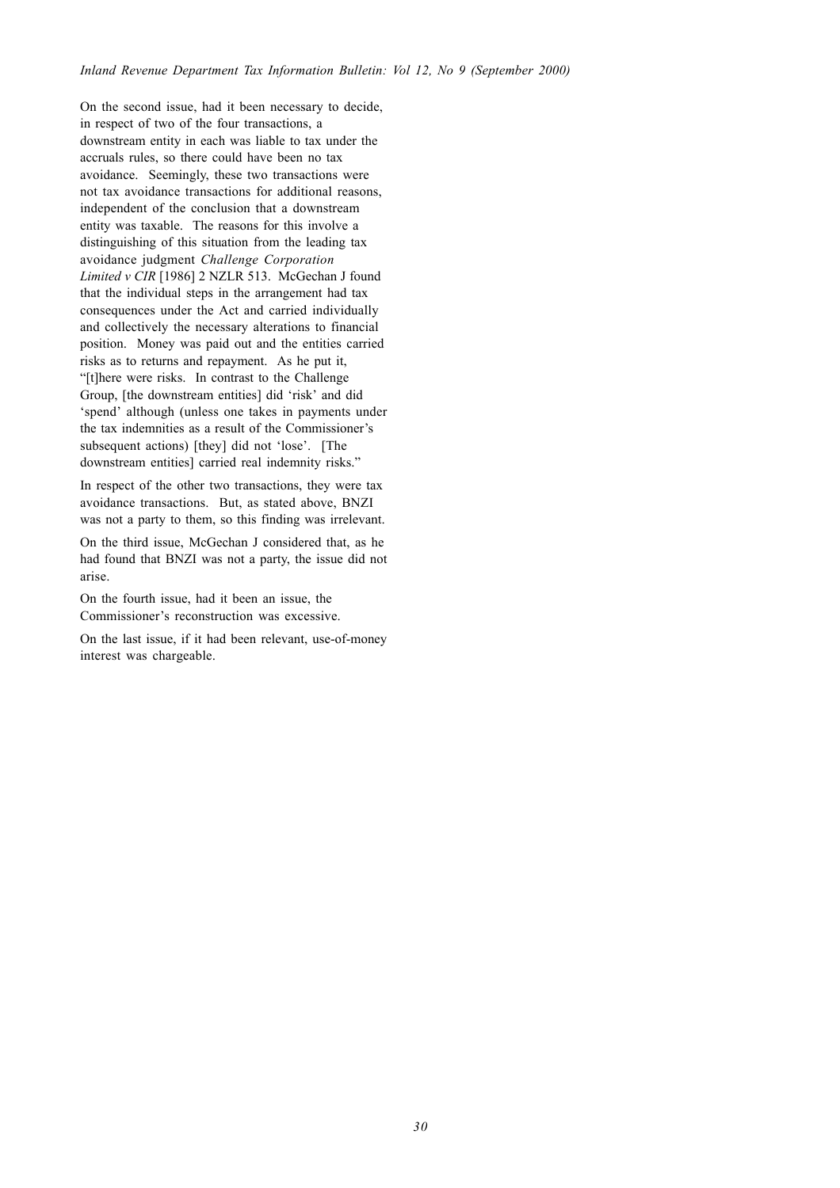On the second issue, had it been necessary to decide, in respect of two of the four transactions, a downstream entity in each was liable to tax under the accruals rules, so there could have been no tax avoidance. Seemingly, these two transactions were not tax avoidance transactions for additional reasons, independent of the conclusion that a downstream entity was taxable. The reasons for this involve a distinguishing of this situation from the leading tax avoidance judgment *Challenge Corporation Limited v CIR* [1986] 2 NZLR 513. McGechan J found that the individual steps in the arrangement had tax consequences under the Act and carried individually and collectively the necessary alterations to financial position. Money was paid out and the entities carried risks as to returns and repayment. As he put it, "[t]here were risks. In contrast to the Challenge Group, [the downstream entities] did 'risk' and did 'spend' although (unless one takes in payments under the tax indemnities as a result of the Commissioner's subsequent actions) [they] did not 'lose'. [The downstream entities] carried real indemnity risks."

In respect of the other two transactions, they were tax avoidance transactions. But, as stated above, BNZI was not a party to them, so this finding was irrelevant.

On the third issue, McGechan J considered that, as he had found that BNZI was not a party, the issue did not arise.

On the fourth issue, had it been an issue, the Commissioner's reconstruction was excessive.

On the last issue, if it had been relevant, use-of-money interest was chargeable.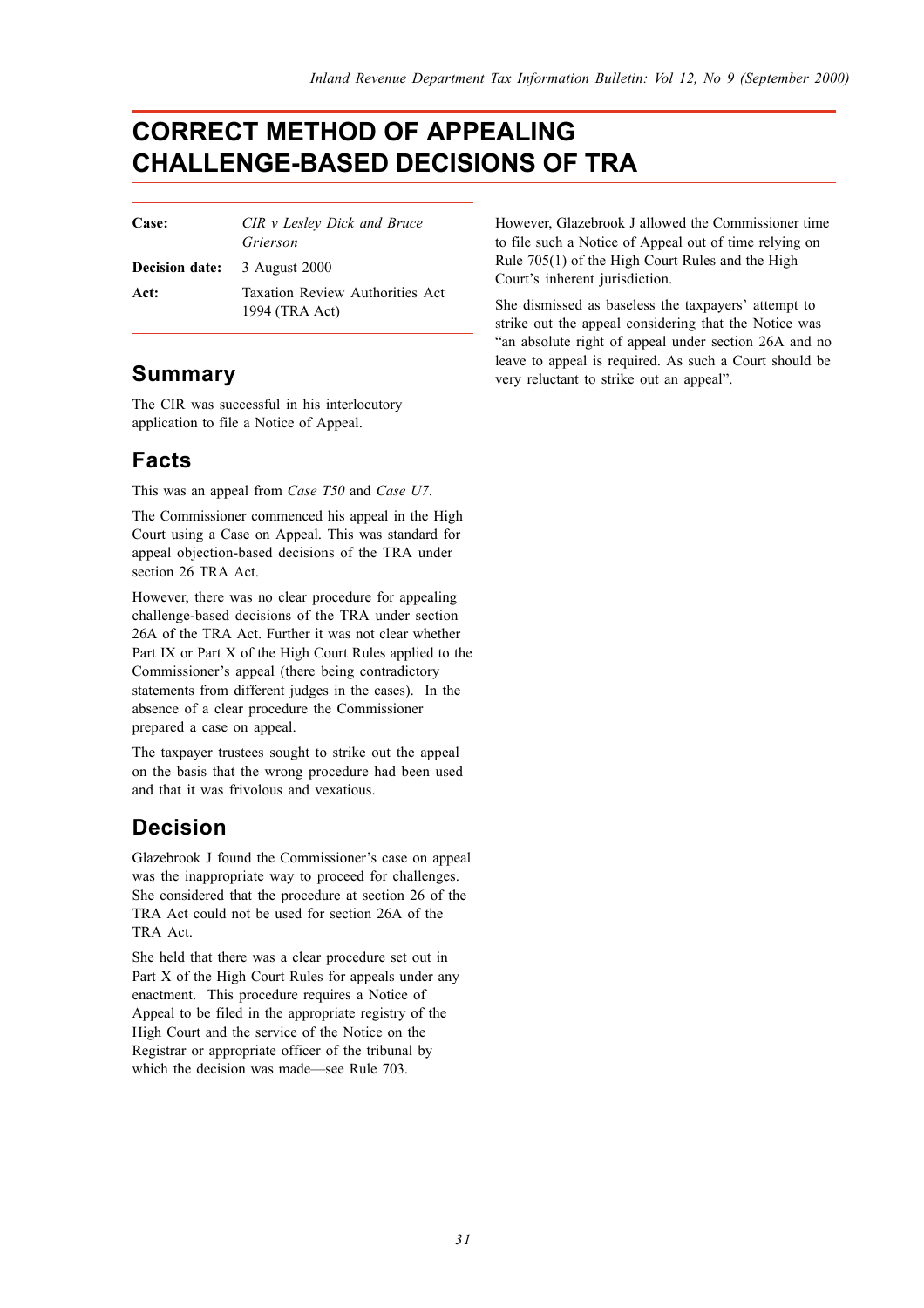# CORRECT METHOD OF APPEALING CHALLENGE-BASED DECISIONS OF TRA

| | |
|---|---|
| **Case:** | *CIR v Lesley Dick and Bruce Grierson* |
| **Decision date:** | 3 August 2000 |
| **Act:** | Taxation Review Authorities Act 1994 (TRA Act) |

## Summary

The CIR was successful in his interlocutory application to file a Notice of Appeal.

## Facts

This was an appeal from *Case T50* and *Case U7*.

The Commissioner commenced his appeal in the High Court using a Case on Appeal. This was standard for appeal objection-based decisions of the TRA under section 26 TRA Act.

However, there was no clear procedure for appealing challenge-based decisions of the TRA under section 26A of the TRA Act. Further it was not clear whether Part IX or Part X of the High Court Rules applied to the Commissioner's appeal (there being contradictory statements from different judges in the cases). In the absence of a clear procedure the Commissioner prepared a case on appeal.

The taxpayer trustees sought to strike out the appeal on the basis that the wrong procedure had been used and that it was frivolous and vexatious.

## Decision

Glazebrook J found the Commissioner's case on appeal was the inappropriate way to proceed for challenges. She considered that the procedure at section 26 of the TRA Act could not be used for section 26A of the TRA Act.

She held that there was a clear procedure set out in Part X of the High Court Rules for appeals under any enactment. This procedure requires a Notice of Appeal to be filed in the appropriate registry of the High Court and the service of the Notice on the Registrar or appropriate officer of the tribunal by which the decision was made—see Rule 703.

However, Glazebrook J allowed the Commissioner time to file such a Notice of Appeal out of time relying on Rule 705(1) of the High Court Rules and the High Court's inherent jurisdiction.

She dismissed as baseless the taxpayers' attempt to strike out the appeal considering that the Notice was "an absolute right of appeal under section 26A and no leave to appeal is required. As such a Court should be very reluctant to strike out an appeal".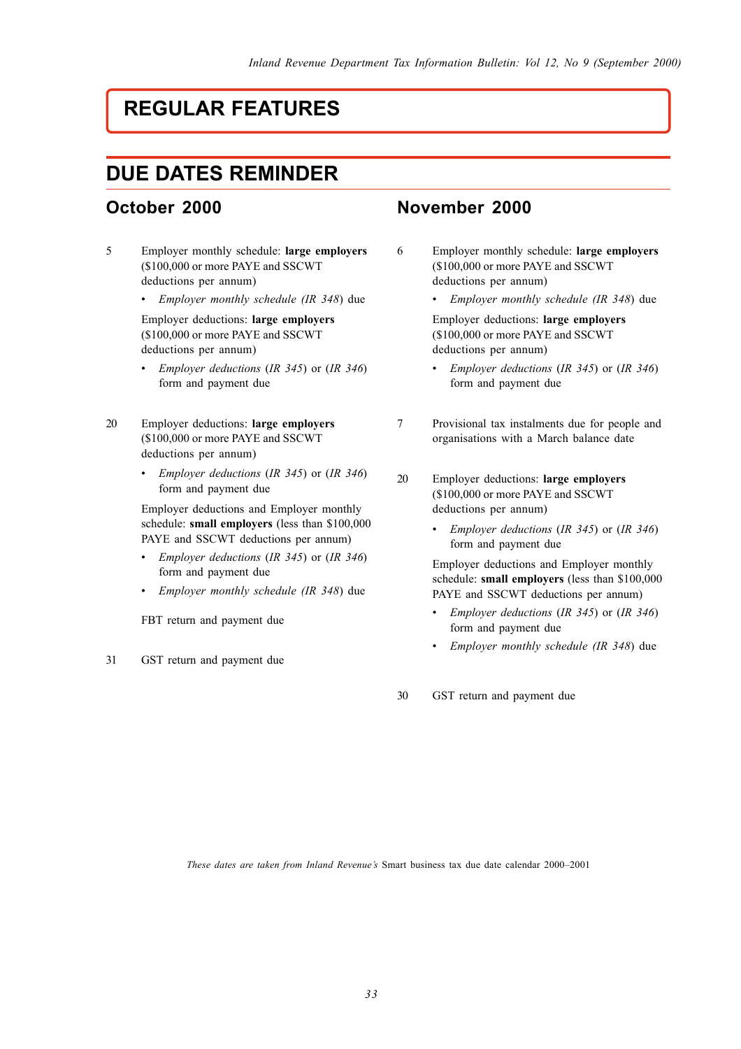# REGULAR FEATURES

## DUE DATES REMINDER

### October 2000

5 Employer monthly schedule: **large employers** ($100,000 or more PAYE and SSCWT deductions per annum)

- *Employer monthly schedule (IR 348)* due

Employer deductions: **large employers** ($100,000 or more PAYE and SSCWT deductions per annum)

- *Employer deductions* (*IR 345*) or (*IR 346*) form and payment due

20 Employer deductions: **large employers** ($100,000 or more PAYE and SSCWT deductions per annum)

- *Employer deductions* (*IR 345*) or (*IR 346*) form and payment due

Employer deductions and Employer monthly schedule: **small employers** (less than $100,000 PAYE and SSCWT deductions per annum)

- *Employer deductions* (*IR 345*) or (*IR 346*) form and payment due
- *Employer monthly schedule (IR 348)* due

FBT return and payment due

31 GST return and payment due

### November 2000

6 Employer monthly schedule: **large employers** ($100,000 or more PAYE and SSCWT deductions per annum)

- *Employer monthly schedule (IR 348)* due

Employer deductions: **large employers** ($100,000 or more PAYE and SSCWT deductions per annum)

- *Employer deductions* (*IR 345*) or (*IR 346*) form and payment due

7 Provisional tax instalments due for people and organisations with a March balance date

20 Employer deductions: **large employers** ($100,000 or more PAYE and SSCWT deductions per annum)

- *Employer deductions* (*IR 345*) or (*IR 346*) form and payment due

Employer deductions and Employer monthly schedule: **small employers** (less than $100,000 PAYE and SSCWT deductions per annum)

- *Employer deductions* (*IR 345*) or (*IR 346*) form and payment due
- *Employer monthly schedule (IR 348)* due

30 GST return and payment due

*These dates are taken from Inland Revenue's* Smart business tax due date calendar 2000–2001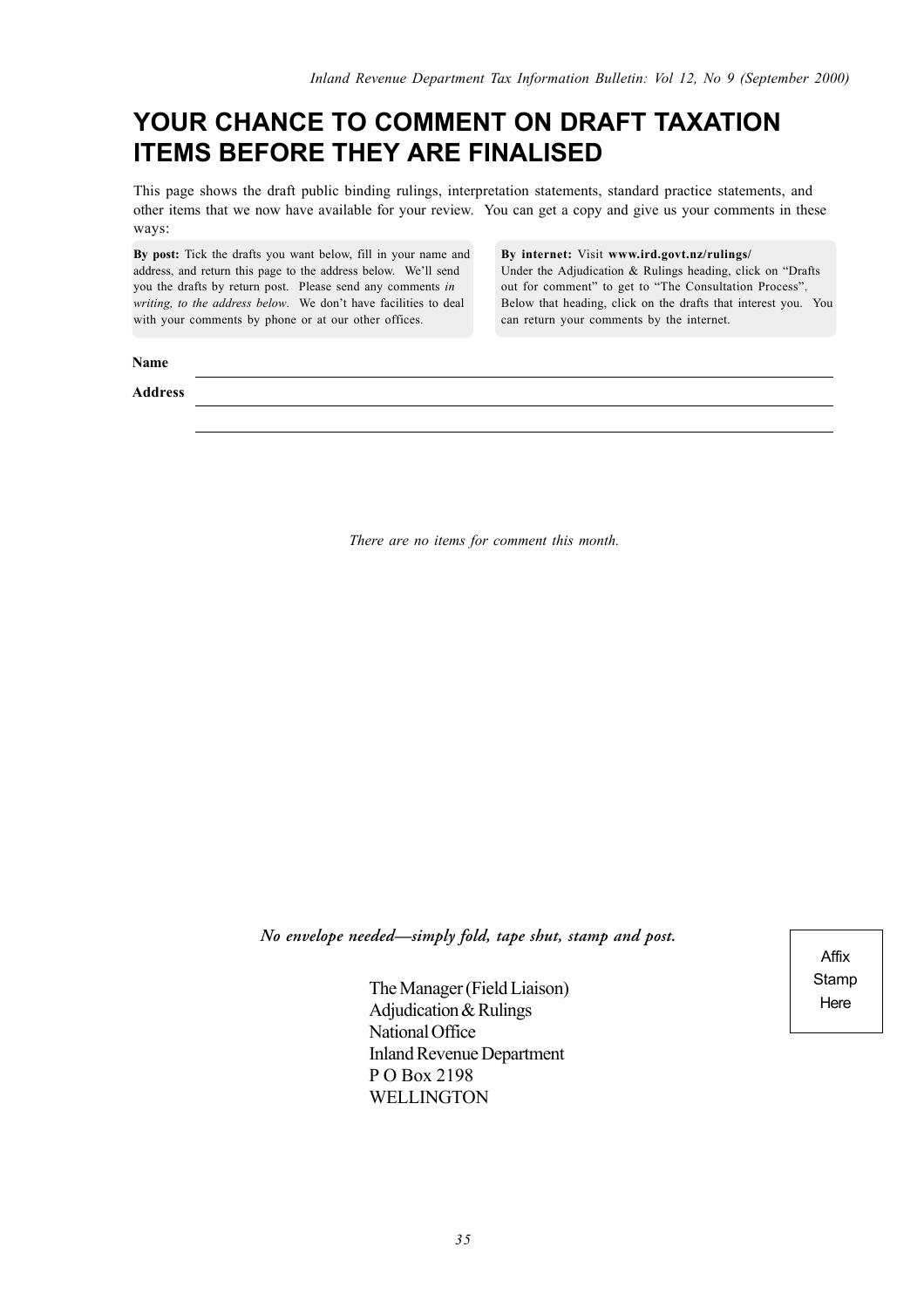# YOUR CHANCE TO COMMENT ON DRAFT TAXATION ITEMS BEFORE THEY ARE FINALISED

This page shows the draft public binding rulings, interpretation statements, standard practice statements, and other items that we now have available for your review. You can get a copy and give us your comments in these ways:

**By post:** Tick the drafts you want below, fill in your name and address, and return this page to the address below. We'll send you the drafts by return post. Please send any comments *in writing, to the address below*. We don't have facilities to deal with your comments by phone or at our other offices.

**By internet:** Visit **www.ird.govt.nz/rulings/**
Under the Adjudication & Rulings heading, click on "Drafts out for comment" to get to "The Consultation Process". Below that heading, click on the drafts that interest you. You can return your comments by the internet.

**Name** ____________________________________________

**Address** ____________________________________________

____________________________________________

*There are no items for comment this month.*

***No envelope needed—simply fold, tape shut, stamp and post.***

Affix Stamp Here

The Manager (Field Liaison)
Adjudication & Rulings
National Office
Inland Revenue Department
P O Box 2198
WELLINGTON